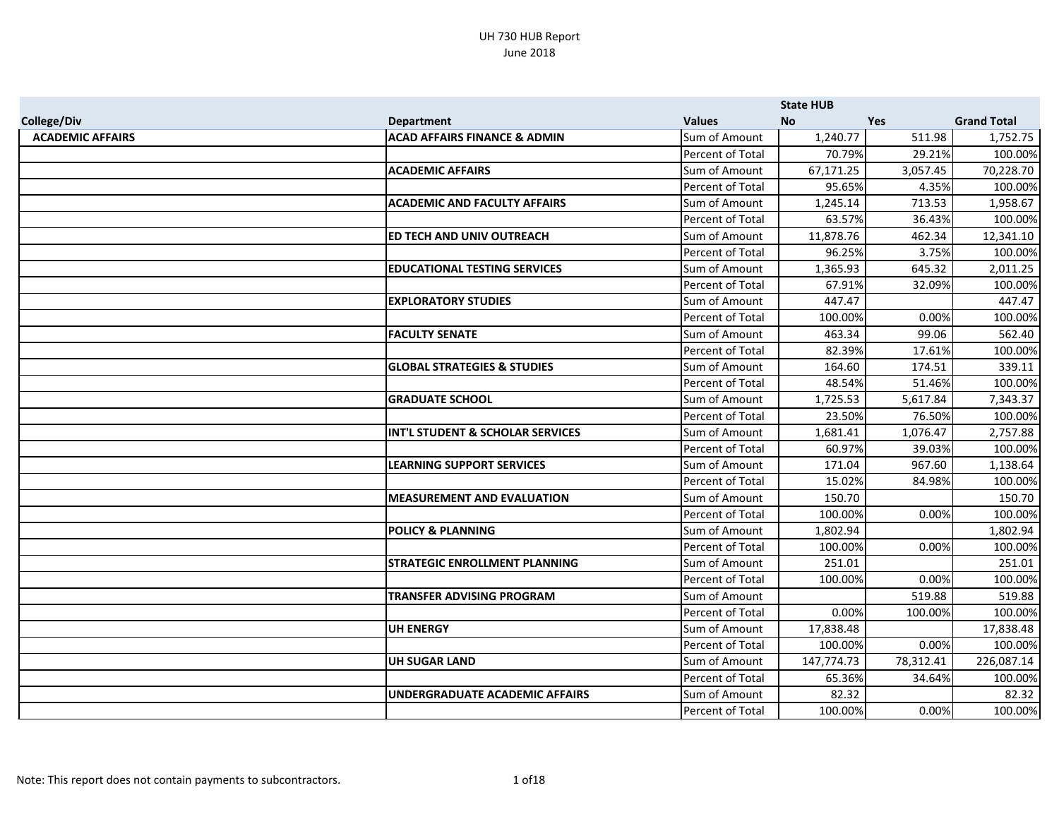UH 730 HUB Report
June 2018

| College/Div | Department | Values | State HUB No | Yes | Grand Total |
|---|---|---|---|---|---|
| **ACADEMIC AFFAIRS** | **ACAD AFFAIRS FINANCE & ADMIN** | Sum of Amount | 1,240.77 | 511.98 | 1,752.75 |
| | | Percent of Total | 70.79% | 29.21% | 100.00% |
| | **ACADEMIC AFFAIRS** | Sum of Amount | 67,171.25 | 3,057.45 | 70,228.70 |
| | | Percent of Total | 95.65% | 4.35% | 100.00% |
| | **ACADEMIC AND FACULTY AFFAIRS** | Sum of Amount | 1,245.14 | 713.53 | 1,958.67 |
| | | Percent of Total | 63.57% | 36.43% | 100.00% |
| | **ED TECH AND UNIV OUTREACH** | Sum of Amount | 11,878.76 | 462.34 | 12,341.10 |
| | | Percent of Total | 96.25% | 3.75% | 100.00% |
| | **EDUCATIONAL TESTING SERVICES** | Sum of Amount | 1,365.93 | 645.32 | 2,011.25 |
| | | Percent of Total | 67.91% | 32.09% | 100.00% |
| | **EXPLORATORY STUDIES** | Sum of Amount | 447.47 | | 447.47 |
| | | Percent of Total | 100.00% | 0.00% | 100.00% |
| | **FACULTY SENATE** | Sum of Amount | 463.34 | 99.06 | 562.40 |
| | | Percent of Total | 82.39% | 17.61% | 100.00% |
| | **GLOBAL STRATEGIES & STUDIES** | Sum of Amount | 164.60 | 174.51 | 339.11 |
| | | Percent of Total | 48.54% | 51.46% | 100.00% |
| | **GRADUATE SCHOOL** | Sum of Amount | 1,725.53 | 5,617.84 | 7,343.37 |
| | | Percent of Total | 23.50% | 76.50% | 100.00% |
| | **INT'L STUDENT & SCHOLAR SERVICES** | Sum of Amount | 1,681.41 | 1,076.47 | 2,757.88 |
| | | Percent of Total | 60.97% | 39.03% | 100.00% |
| | **LEARNING SUPPORT SERVICES** | Sum of Amount | 171.04 | 967.60 | 1,138.64 |
| | | Percent of Total | 15.02% | 84.98% | 100.00% |
| | **MEASUREMENT AND EVALUATION** | Sum of Amount | 150.70 | | 150.70 |
| | | Percent of Total | 100.00% | 0.00% | 100.00% |
| | **POLICY & PLANNING** | Sum of Amount | 1,802.94 | | 1,802.94 |
| | | Percent of Total | 100.00% | 0.00% | 100.00% |
| | **STRATEGIC ENROLLMENT PLANNING** | Sum of Amount | 251.01 | | 251.01 |
| | | Percent of Total | 100.00% | 0.00% | 100.00% |
| | **TRANSFER ADVISING PROGRAM** | Sum of Amount | | 519.88 | 519.88 |
| | | Percent of Total | 0.00% | 100.00% | 100.00% |
| | **UH ENERGY** | Sum of Amount | 17,838.48 | | 17,838.48 |
| | | Percent of Total | 100.00% | 0.00% | 100.00% |
| | **UH SUGAR LAND** | Sum of Amount | 147,774.73 | 78,312.41 | 226,087.14 |
| | | Percent of Total | 65.36% | 34.64% | 100.00% |
| | **UNDERGRADUATE ACADEMIC AFFAIRS** | Sum of Amount | 82.32 | | 82.32 |
| | | Percent of Total | 100.00% | 0.00% | 100.00% |

Note: This report does not contain payments to subcontractors.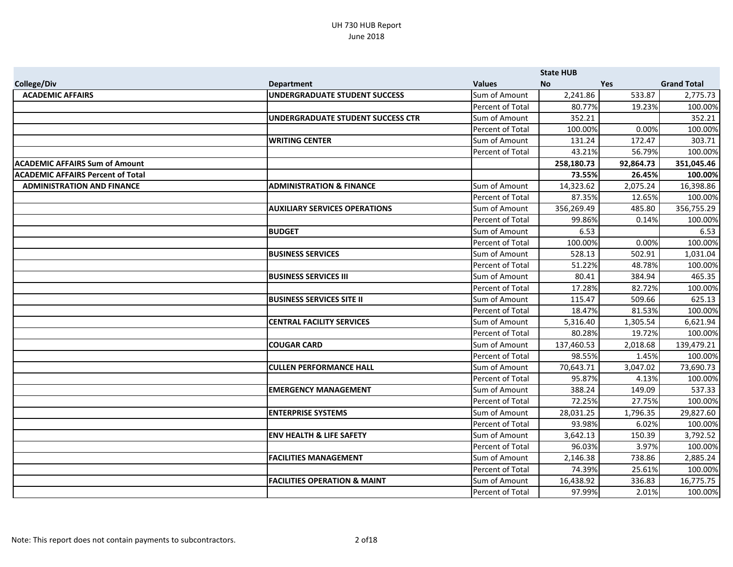# UH 730 HUB Report
## June 2018

| College/Div | Department | Values | State HUB No | Yes | Grand Total |
|---|---|---|---|---|---|
| **ACADEMIC AFFAIRS** | **UNDERGRADUATE STUDENT SUCCESS** | Sum of Amount | 2,241.86 | 533.87 | 2,775.73 |
| | | Percent of Total | 80.77% | 19.23% | 100.00% |
| | **UNDERGRADUATE STUDENT SUCCESS CTR** | Sum of Amount | 352.21 | | 352.21 |
| | | Percent of Total | 100.00% | 0.00% | 100.00% |
| | **WRITING CENTER** | Sum of Amount | 131.24 | 172.47 | 303.71 |
| | | Percent of Total | 43.21% | 56.79% | 100.00% |
| **ACADEMIC AFFAIRS Sum of Amount** | | | **258,180.73** | **92,864.73** | **351,045.46** |
| **ACADEMIC AFFAIRS Percent of Total** | | | **73.55%** | **26.45%** | **100.00%** |
| **ADMINISTRATION AND FINANCE** | **ADMINISTRATION & FINANCE** | Sum of Amount | 14,323.62 | 2,075.24 | 16,398.86 |
| | | Percent of Total | 87.35% | 12.65% | 100.00% |
| | **AUXILIARY SERVICES OPERATIONS** | Sum of Amount | 356,269.49 | 485.80 | 356,755.29 |
| | | Percent of Total | 99.86% | 0.14% | 100.00% |
| | **BUDGET** | Sum of Amount | 6.53 | | 6.53 |
| | | Percent of Total | 100.00% | 0.00% | 100.00% |
| | **BUSINESS SERVICES** | Sum of Amount | 528.13 | 502.91 | 1,031.04 |
| | | Percent of Total | 51.22% | 48.78% | 100.00% |
| | **BUSINESS SERVICES III** | Sum of Amount | 80.41 | 384.94 | 465.35 |
| | | Percent of Total | 17.28% | 82.72% | 100.00% |
| | **BUSINESS SERVICES SITE II** | Sum of Amount | 115.47 | 509.66 | 625.13 |
| | | Percent of Total | 18.47% | 81.53% | 100.00% |
| | **CENTRAL FACILITY SERVICES** | Sum of Amount | 5,316.40 | 1,305.54 | 6,621.94 |
| | | Percent of Total | 80.28% | 19.72% | 100.00% |
| | **COUGAR CARD** | Sum of Amount | 137,460.53 | 2,018.68 | 139,479.21 |
| | | Percent of Total | 98.55% | 1.45% | 100.00% |
| | **CULLEN PERFORMANCE HALL** | Sum of Amount | 70,643.71 | 3,047.02 | 73,690.73 |
| | | Percent of Total | 95.87% | 4.13% | 100.00% |
| | **EMERGENCY MANAGEMENT** | Sum of Amount | 388.24 | 149.09 | 537.33 |
| | | Percent of Total | 72.25% | 27.75% | 100.00% |
| | **ENTERPRISE SYSTEMS** | Sum of Amount | 28,031.25 | 1,796.35 | 29,827.60 |
| | | Percent of Total | 93.98% | 6.02% | 100.00% |
| | **ENV HEALTH & LIFE SAFETY** | Sum of Amount | 3,642.13 | 150.39 | 3,792.52 |
| | | Percent of Total | 96.03% | 3.97% | 100.00% |
| | **FACILITIES MANAGEMENT** | Sum of Amount | 2,146.38 | 738.86 | 2,885.24 |
| | | Percent of Total | 74.39% | 25.61% | 100.00% |
| | **FACILITIES OPERATION & MAINT** | Sum of Amount | 16,438.92 | 336.83 | 16,775.75 |
| | | Percent of Total | 97.99% | 2.01% | 100.00% |

Note: This report does not contain payments to subcontractors.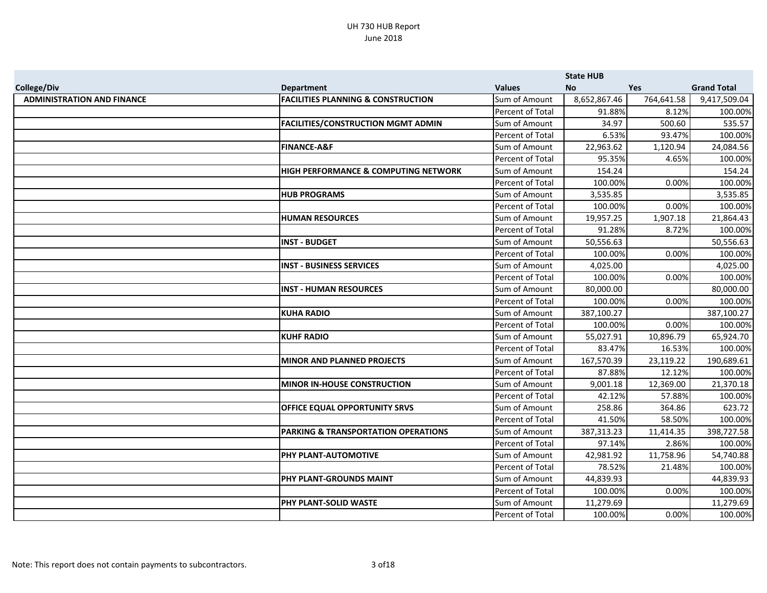UH 730 HUB Report
June 2018

| College/Div | Department | Values | State HUB No | Yes | Grand Total |
|---|---|---|---|---|---|
| ADMINISTRATION AND FINANCE | FACILITIES PLANNING & CONSTRUCTION | Sum of Amount | 8,652,867.46 | 764,641.58 | 9,417,509.04 |
| | | Percent of Total | 91.88% | 8.12% | 100.00% |
| | FACILITIES/CONSTRUCTION MGMT ADMIN | Sum of Amount | 34.97 | 500.60 | 535.57 |
| | | Percent of Total | 6.53% | 93.47% | 100.00% |
| | FINANCE-A&F | Sum of Amount | 22,963.62 | 1,120.94 | 24,084.56 |
| | | Percent of Total | 95.35% | 4.65% | 100.00% |
| | HIGH PERFORMANCE & COMPUTING NETWORK | Sum of Amount | 154.24 | | 154.24 |
| | | Percent of Total | 100.00% | 0.00% | 100.00% |
| | HUB PROGRAMS | Sum of Amount | 3,535.85 | | 3,535.85 |
| | | Percent of Total | 100.00% | 0.00% | 100.00% |
| | HUMAN RESOURCES | Sum of Amount | 19,957.25 | 1,907.18 | 21,864.43 |
| | | Percent of Total | 91.28% | 8.72% | 100.00% |
| | INST - BUDGET | Sum of Amount | 50,556.63 | | 50,556.63 |
| | | Percent of Total | 100.00% | 0.00% | 100.00% |
| | INST - BUSINESS SERVICES | Sum of Amount | 4,025.00 | | 4,025.00 |
| | | Percent of Total | 100.00% | 0.00% | 100.00% |
| | INST - HUMAN RESOURCES | Sum of Amount | 80,000.00 | | 80,000.00 |
| | | Percent of Total | 100.00% | 0.00% | 100.00% |
| | KUHA RADIO | Sum of Amount | 387,100.27 | | 387,100.27 |
| | | Percent of Total | 100.00% | 0.00% | 100.00% |
| | KUHF RADIO | Sum of Amount | 55,027.91 | 10,896.79 | 65,924.70 |
| | | Percent of Total | 83.47% | 16.53% | 100.00% |
| | MINOR AND PLANNED PROJECTS | Sum of Amount | 167,570.39 | 23,119.22 | 190,689.61 |
| | | Percent of Total | 87.88% | 12.12% | 100.00% |
| | MINOR IN-HOUSE CONSTRUCTION | Sum of Amount | 9,001.18 | 12,369.00 | 21,370.18 |
| | | Percent of Total | 42.12% | 57.88% | 100.00% |
| | OFFICE EQUAL OPPORTUNITY SRVS | Sum of Amount | 258.86 | 364.86 | 623.72 |
| | | Percent of Total | 41.50% | 58.50% | 100.00% |
| | PARKING & TRANSPORTATION OPERATIONS | Sum of Amount | 387,313.23 | 11,414.35 | 398,727.58 |
| | | Percent of Total | 97.14% | 2.86% | 100.00% |
| | PHY PLANT-AUTOMOTIVE | Sum of Amount | 42,981.92 | 11,758.96 | 54,740.88 |
| | | Percent of Total | 78.52% | 21.48% | 100.00% |
| | PHY PLANT-GROUNDS MAINT | Sum of Amount | 44,839.93 | | 44,839.93 |
| | | Percent of Total | 100.00% | 0.00% | 100.00% |
| | PHY PLANT-SOLID WASTE | Sum of Amount | 11,279.69 | | 11,279.69 |
| | | Percent of Total | 100.00% | 0.00% | 100.00% |

Note: This report does not contain payments to subcontractors.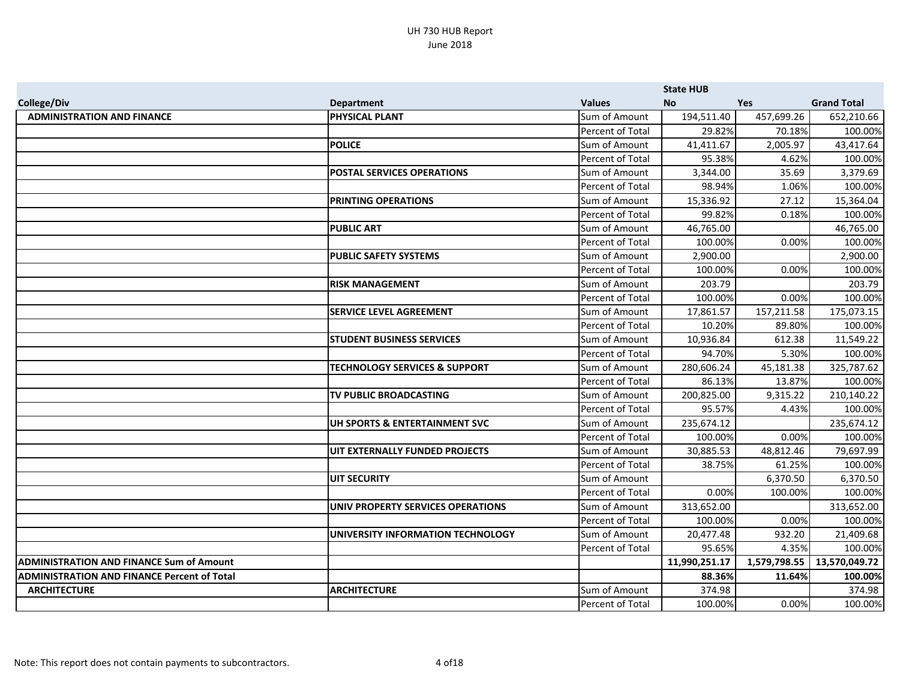# UH 730 HUB Report
June 2018

| College/Div | Department | Values | State HUB No | Yes | Grand Total |
|---|---|---|---|---|---|
| **ADMINISTRATION AND FINANCE** | **PHYSICAL PLANT** | Sum of Amount | 194,511.40 | 457,699.26 | 652,210.66 |
| | | Percent of Total | 29.82% | 70.18% | 100.00% |
| | **POLICE** | Sum of Amount | 41,411.67 | 2,005.97 | 43,417.64 |
| | | Percent of Total | 95.38% | 4.62% | 100.00% |
| | **POSTAL SERVICES OPERATIONS** | Sum of Amount | 3,344.00 | 35.69 | 3,379.69 |
| | | Percent of Total | 98.94% | 1.06% | 100.00% |
| | **PRINTING OPERATIONS** | Sum of Amount | 15,336.92 | 27.12 | 15,364.04 |
| | | Percent of Total | 99.82% | 0.18% | 100.00% |
| | **PUBLIC ART** | Sum of Amount | 46,765.00 | | 46,765.00 |
| | | Percent of Total | 100.00% | 0.00% | 100.00% |
| | **PUBLIC SAFETY SYSTEMS** | Sum of Amount | 2,900.00 | | 2,900.00 |
| | | Percent of Total | 100.00% | 0.00% | 100.00% |
| | **RISK MANAGEMENT** | Sum of Amount | 203.79 | | 203.79 |
| | | Percent of Total | 100.00% | 0.00% | 100.00% |
| | **SERVICE LEVEL AGREEMENT** | Sum of Amount | 17,861.57 | 157,211.58 | 175,073.15 |
| | | Percent of Total | 10.20% | 89.80% | 100.00% |
| | **STUDENT BUSINESS SERVICES** | Sum of Amount | 10,936.84 | 612.38 | 11,549.22 |
| | | Percent of Total | 94.70% | 5.30% | 100.00% |
| | **TECHNOLOGY SERVICES & SUPPORT** | Sum of Amount | 280,606.24 | 45,181.38 | 325,787.62 |
| | | Percent of Total | 86.13% | 13.87% | 100.00% |
| | **TV PUBLIC BROADCASTING** | Sum of Amount | 200,825.00 | 9,315.22 | 210,140.22 |
| | | Percent of Total | 95.57% | 4.43% | 100.00% |
| | **UH SPORTS & ENTERTAINMENT SVC** | Sum of Amount | 235,674.12 | | 235,674.12 |
| | | Percent of Total | 100.00% | 0.00% | 100.00% |
| | **UIT EXTERNALLY FUNDED PROJECTS** | Sum of Amount | 30,885.53 | 48,812.46 | 79,697.99 |
| | | Percent of Total | 38.75% | 61.25% | 100.00% |
| | **UIT SECURITY** | Sum of Amount | | 6,370.50 | 6,370.50 |
| | | Percent of Total | 0.00% | 100.00% | 100.00% |
| | **UNIV PROPERTY SERVICES OPERATIONS** | Sum of Amount | 313,652.00 | | 313,652.00 |
| | | Percent of Total | 100.00% | 0.00% | 100.00% |
| | **UNIVERSITY INFORMATION TECHNOLOGY** | Sum of Amount | 20,477.48 | 932.20 | 21,409.68 |
| | | Percent of Total | 95.65% | 4.35% | 100.00% |
| **ADMINISTRATION AND FINANCE Sum of Amount** | | | **11,990,251.17** | **1,579,798.55** | **13,570,049.72** |
| **ADMINISTRATION AND FINANCE Percent of Total** | | | **88.36%** | **11.64%** | **100.00%** |
| **ARCHITECTURE** | **ARCHITECTURE** | Sum of Amount | 374.98 | | 374.98 |
| | | Percent of Total | 100.00% | 0.00% | 100.00% |

Note: This report does not contain payments to subcontractors.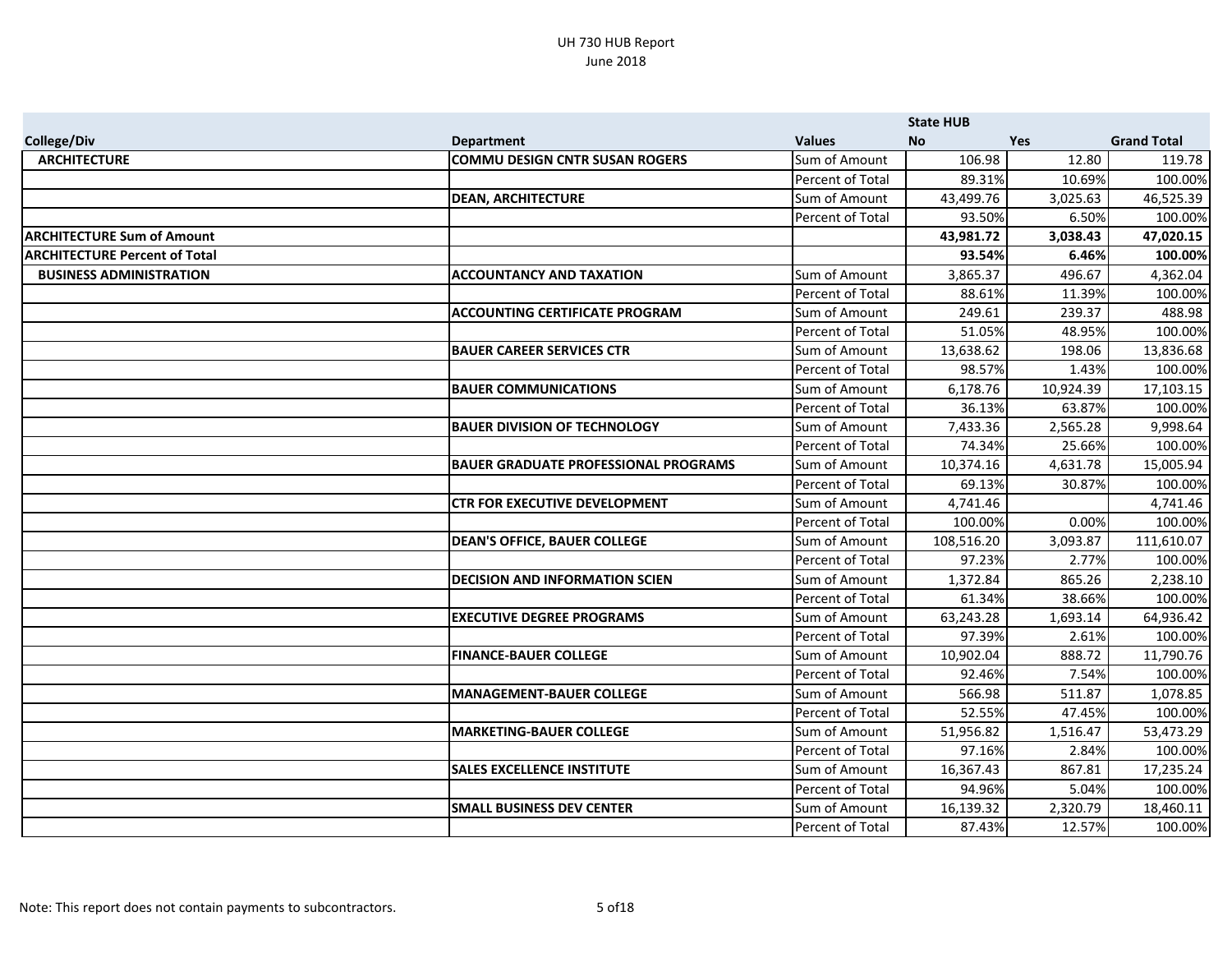UH 730 HUB Report
June 2018

| College/Div | Department | Values | State HUB No | Yes | Grand Total |
|---|---|---|---|---|---|
| **ARCHITECTURE** | **COMMU DESIGN CNTR SUSAN ROGERS** | Sum of Amount | 106.98 | 12.80 | 119.78 |
| | | Percent of Total | 89.31% | 10.69% | 100.00% |
| | **DEAN, ARCHITECTURE** | Sum of Amount | 43,499.76 | 3,025.63 | 46,525.39 |
| | | Percent of Total | 93.50% | 6.50% | 100.00% |
| **ARCHITECTURE Sum of Amount** | | | **43,981.72** | **3,038.43** | **47,020.15** |
| **ARCHITECTURE Percent of Total** | | | **93.54%** | **6.46%** | **100.00%** |
| **BUSINESS ADMINISTRATION** | **ACCOUNTANCY AND TAXATION** | Sum of Amount | 3,865.37 | 496.67 | 4,362.04 |
| | | Percent of Total | 88.61% | 11.39% | 100.00% |
| | **ACCOUNTING CERTIFICATE PROGRAM** | Sum of Amount | 249.61 | 239.37 | 488.98 |
| | | Percent of Total | 51.05% | 48.95% | 100.00% |
| | **BAUER CAREER SERVICES CTR** | Sum of Amount | 13,638.62 | 198.06 | 13,836.68 |
| | | Percent of Total | 98.57% | 1.43% | 100.00% |
| | **BAUER COMMUNICATIONS** | Sum of Amount | 6,178.76 | 10,924.39 | 17,103.15 |
| | | Percent of Total | 36.13% | 63.87% | 100.00% |
| | **BAUER DIVISION OF TECHNOLOGY** | Sum of Amount | 7,433.36 | 2,565.28 | 9,998.64 |
| | | Percent of Total | 74.34% | 25.66% | 100.00% |
| | **BAUER GRADUATE PROFESSIONAL PROGRAMS** | Sum of Amount | 10,374.16 | 4,631.78 | 15,005.94 |
| | | Percent of Total | 69.13% | 30.87% | 100.00% |
| | **CTR FOR EXECUTIVE DEVELOPMENT** | Sum of Amount | 4,741.46 | | 4,741.46 |
| | | Percent of Total | 100.00% | 0.00% | 100.00% |
| | **DEAN'S OFFICE, BAUER COLLEGE** | Sum of Amount | 108,516.20 | 3,093.87 | 111,610.07 |
| | | Percent of Total | 97.23% | 2.77% | 100.00% |
| | **DECISION AND INFORMATION SCIEN** | Sum of Amount | 1,372.84 | 865.26 | 2,238.10 |
| | | Percent of Total | 61.34% | 38.66% | 100.00% |
| | **EXECUTIVE DEGREE PROGRAMS** | Sum of Amount | 63,243.28 | 1,693.14 | 64,936.42 |
| | | Percent of Total | 97.39% | 2.61% | 100.00% |
| | **FINANCE-BAUER COLLEGE** | Sum of Amount | 10,902.04 | 888.72 | 11,790.76 |
| | | Percent of Total | 92.46% | 7.54% | 100.00% |
| | **MANAGEMENT-BAUER COLLEGE** | Sum of Amount | 566.98 | 511.87 | 1,078.85 |
| | | Percent of Total | 52.55% | 47.45% | 100.00% |
| | **MARKETING-BAUER COLLEGE** | Sum of Amount | 51,956.82 | 1,516.47 | 53,473.29 |
| | | Percent of Total | 97.16% | 2.84% | 100.00% |
| | **SALES EXCELLENCE INSTITUTE** | Sum of Amount | 16,367.43 | 867.81 | 17,235.24 |
| | | Percent of Total | 94.96% | 5.04% | 100.00% |
| | **SMALL BUSINESS DEV CENTER** | Sum of Amount | 16,139.32 | 2,320.79 | 18,460.11 |
| | | Percent of Total | 87.43% | 12.57% | 100.00% |

Note: This report does not contain payments to subcontractors.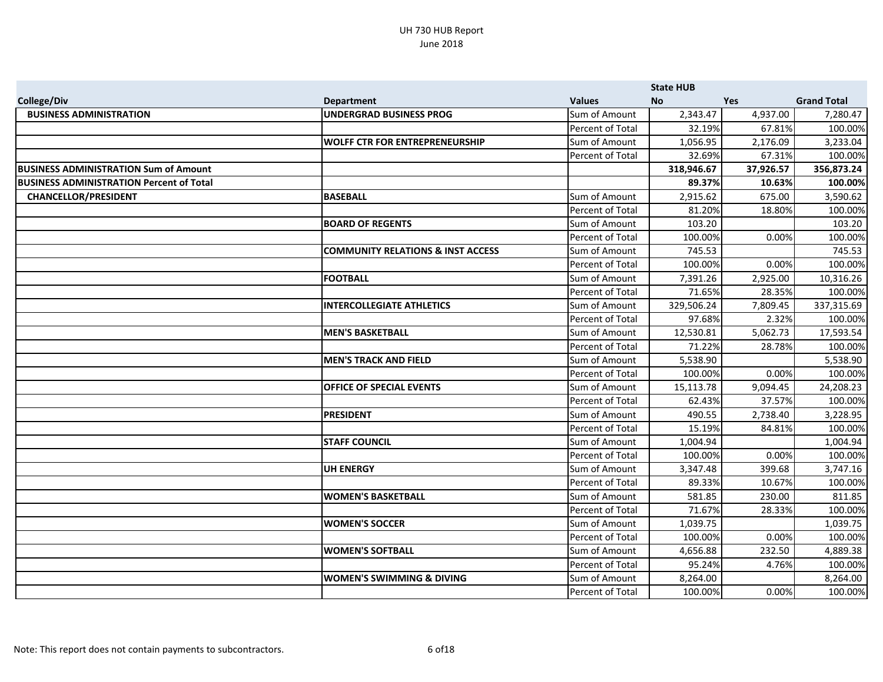UH 730 HUB Report
June 2018

| | | | State HUB | | |
|---|---|---|---|---|---|
| **College/Div** | **Department** | **Values** | **No** | **Yes** | **Grand Total** |
| **BUSINESS ADMINISTRATION** | **UNDERGRAD BUSINESS PROG** | Sum of Amount | 2,343.47 | 4,937.00 | 7,280.47 |
| | | Percent of Total | 32.19% | 67.81% | 100.00% |
| | **WOLFF CTR FOR ENTREPRENEURSHIP** | Sum of Amount | 1,056.95 | 2,176.09 | 3,233.04 |
| | | Percent of Total | 32.69% | 67.31% | 100.00% |
| **BUSINESS ADMINISTRATION Sum of Amount** | | | **318,946.67** | **37,926.57** | **356,873.24** |
| **BUSINESS ADMINISTRATION Percent of Total** | | | **89.37%** | **10.63%** | **100.00%** |
| **CHANCELLOR/PRESIDENT** | **BASEBALL** | Sum of Amount | 2,915.62 | 675.00 | 3,590.62 |
| | | Percent of Total | 81.20% | 18.80% | 100.00% |
| | **BOARD OF REGENTS** | Sum of Amount | 103.20 | | 103.20 |
| | | Percent of Total | 100.00% | 0.00% | 100.00% |
| | **COMMUNITY RELATIONS & INST ACCESS** | Sum of Amount | 745.53 | | 745.53 |
| | | Percent of Total | 100.00% | 0.00% | 100.00% |
| | **FOOTBALL** | Sum of Amount | 7,391.26 | 2,925.00 | 10,316.26 |
| | | Percent of Total | 71.65% | 28.35% | 100.00% |
| | **INTERCOLLEGIATE ATHLETICS** | Sum of Amount | 329,506.24 | 7,809.45 | 337,315.69 |
| | | Percent of Total | 97.68% | 2.32% | 100.00% |
| | **MEN'S BASKETBALL** | Sum of Amount | 12,530.81 | 5,062.73 | 17,593.54 |
| | | Percent of Total | 71.22% | 28.78% | 100.00% |
| | **MEN'S TRACK AND FIELD** | Sum of Amount | 5,538.90 | | 5,538.90 |
| | | Percent of Total | 100.00% | 0.00% | 100.00% |
| | **OFFICE OF SPECIAL EVENTS** | Sum of Amount | 15,113.78 | 9,094.45 | 24,208.23 |
| | | Percent of Total | 62.43% | 37.57% | 100.00% |
| | **PRESIDENT** | Sum of Amount | 490.55 | 2,738.40 | 3,228.95 |
| | | Percent of Total | 15.19% | 84.81% | 100.00% |
| | **STAFF COUNCIL** | Sum of Amount | 1,004.94 | | 1,004.94 |
| | | Percent of Total | 100.00% | 0.00% | 100.00% |
| | **UH ENERGY** | Sum of Amount | 3,347.48 | 399.68 | 3,747.16 |
| | | Percent of Total | 89.33% | 10.67% | 100.00% |
| | **WOMEN'S BASKETBALL** | Sum of Amount | 581.85 | 230.00 | 811.85 |
| | | Percent of Total | 71.67% | 28.33% | 100.00% |
| | **WOMEN'S SOCCER** | Sum of Amount | 1,039.75 | | 1,039.75 |
| | | Percent of Total | 100.00% | 0.00% | 100.00% |
| | **WOMEN'S SOFTBALL** | Sum of Amount | 4,656.88 | 232.50 | 4,889.38 |
| | | Percent of Total | 95.24% | 4.76% | 100.00% |
| | **WOMEN'S SWIMMING & DIVING** | Sum of Amount | 8,264.00 | | 8,264.00 |
| | | Percent of Total | 100.00% | 0.00% | 100.00% |

Note: This report does not contain payments to subcontractors.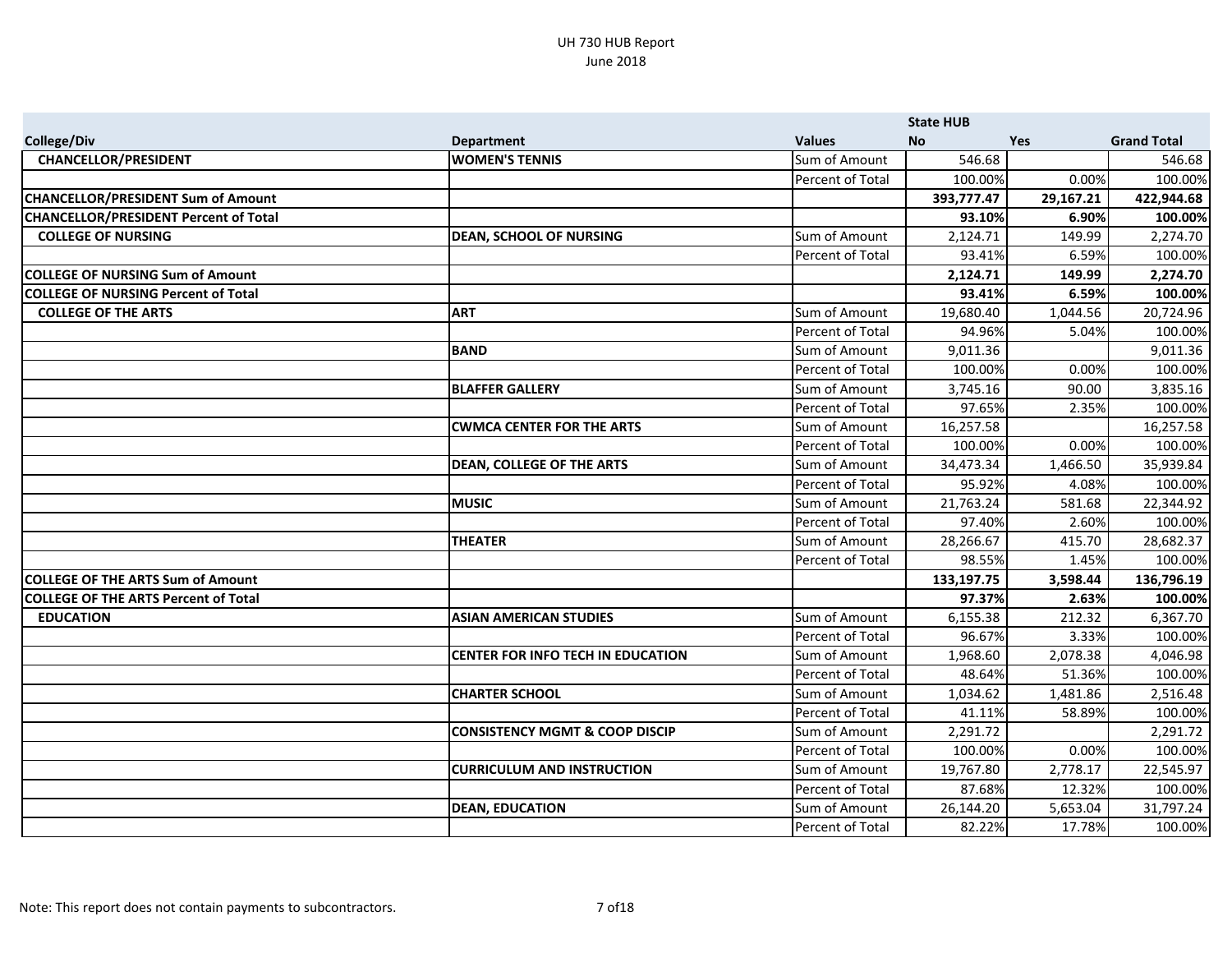UH 730 HUB Report
June 2018

| College/Div | Department | Values | State HUB No | Yes | Grand Total |
|---|---|---|---|---|---|
| **CHANCELLOR/PRESIDENT** | **WOMEN'S TENNIS** | Sum of Amount | 546.68 | | 546.68 |
| | | Percent of Total | 100.00% | 0.00% | 100.00% |
| **CHANCELLOR/PRESIDENT Sum of Amount** | | | **393,777.47** | **29,167.21** | **422,944.68** |
| **CHANCELLOR/PRESIDENT Percent of Total** | | | **93.10%** | **6.90%** | **100.00%** |
| **COLLEGE OF NURSING** | **DEAN, SCHOOL OF NURSING** | Sum of Amount | 2,124.71 | 149.99 | 2,274.70 |
| | | Percent of Total | 93.41% | 6.59% | 100.00% |
| **COLLEGE OF NURSING Sum of Amount** | | | **2,124.71** | **149.99** | **2,274.70** |
| **COLLEGE OF NURSING Percent of Total** | | | **93.41%** | **6.59%** | **100.00%** |
| **COLLEGE OF THE ARTS** | **ART** | Sum of Amount | 19,680.40 | 1,044.56 | 20,724.96 |
| | | Percent of Total | 94.96% | 5.04% | 100.00% |
| | **BAND** | Sum of Amount | 9,011.36 | | 9,011.36 |
| | | Percent of Total | 100.00% | 0.00% | 100.00% |
| | **BLAFFER GALLERY** | Sum of Amount | 3,745.16 | 90.00 | 3,835.16 |
| | | Percent of Total | 97.65% | 2.35% | 100.00% |
| | **CWMCA CENTER FOR THE ARTS** | Sum of Amount | 16,257.58 | | 16,257.58 |
| | | Percent of Total | 100.00% | 0.00% | 100.00% |
| | **DEAN, COLLEGE OF THE ARTS** | Sum of Amount | 34,473.34 | 1,466.50 | 35,939.84 |
| | | Percent of Total | 95.92% | 4.08% | 100.00% |
| | **MUSIC** | Sum of Amount | 21,763.24 | 581.68 | 22,344.92 |
| | | Percent of Total | 97.40% | 2.60% | 100.00% |
| | **THEATER** | Sum of Amount | 28,266.67 | 415.70 | 28,682.37 |
| | | Percent of Total | 98.55% | 1.45% | 100.00% |
| **COLLEGE OF THE ARTS Sum of Amount** | | | **133,197.75** | **3,598.44** | **136,796.19** |
| **COLLEGE OF THE ARTS Percent of Total** | | | **97.37%** | **2.63%** | **100.00%** |
| **EDUCATION** | **ASIAN AMERICAN STUDIES** | Sum of Amount | 6,155.38 | 212.32 | 6,367.70 |
| | | Percent of Total | 96.67% | 3.33% | 100.00% |
| | **CENTER FOR INFO TECH IN EDUCATION** | Sum of Amount | 1,968.60 | 2,078.38 | 4,046.98 |
| | | Percent of Total | 48.64% | 51.36% | 100.00% |
| | **CHARTER SCHOOL** | Sum of Amount | 1,034.62 | 1,481.86 | 2,516.48 |
| | | Percent of Total | 41.11% | 58.89% | 100.00% |
| | **CONSISTENCY MGMT & COOP DISCIP** | Sum of Amount | 2,291.72 | | 2,291.72 |
| | | Percent of Total | 100.00% | 0.00% | 100.00% |
| | **CURRICULUM AND INSTRUCTION** | Sum of Amount | 19,767.80 | 2,778.17 | 22,545.97 |
| | | Percent of Total | 87.68% | 12.32% | 100.00% |
| | **DEAN, EDUCATION** | Sum of Amount | 26,144.20 | 5,653.04 | 31,797.24 |
| | | Percent of Total | 82.22% | 17.78% | 100.00% |

Note: This report does not contain payments to subcontractors.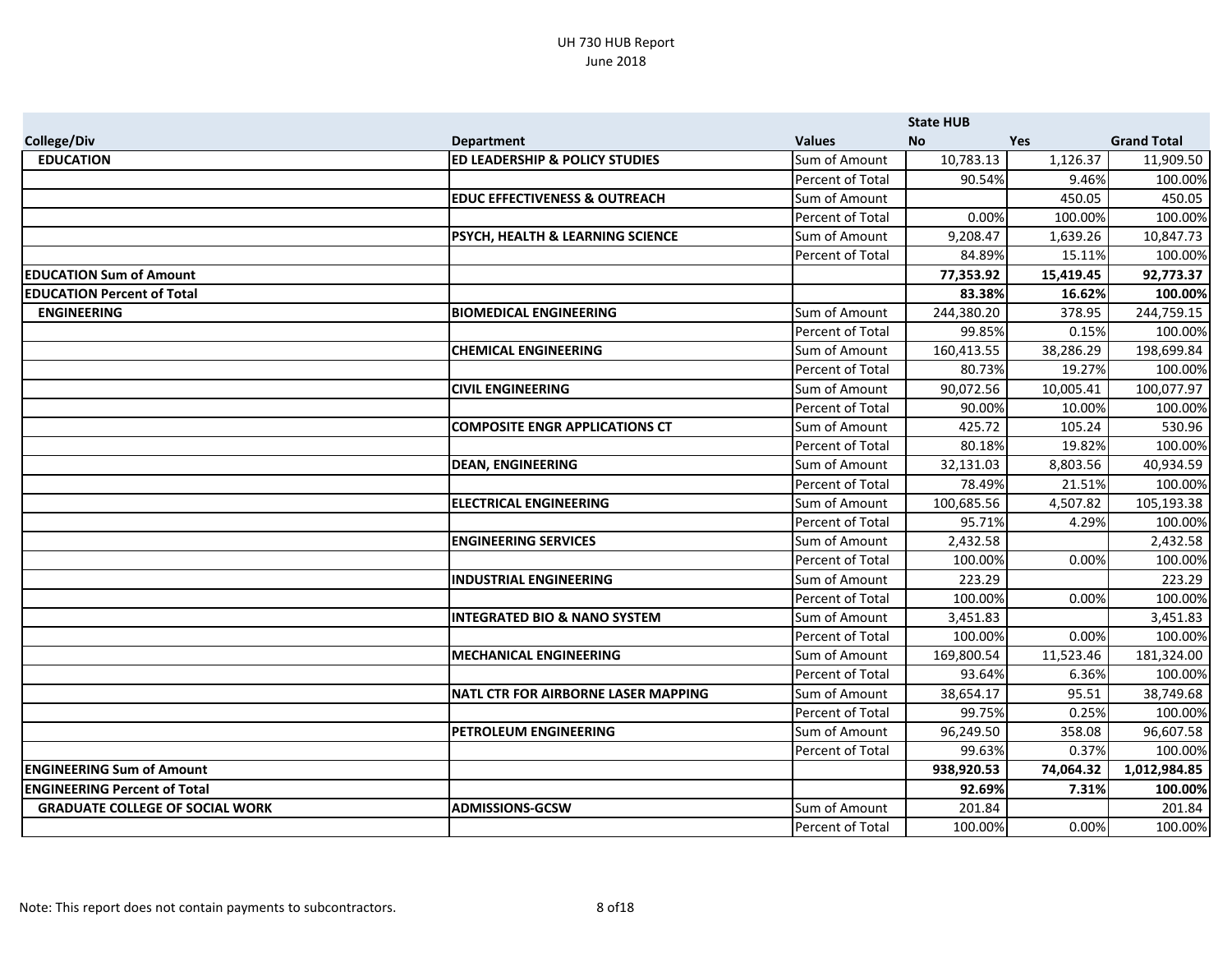UH 730 HUB Report
June 2018

| College/Div | Department | Values | State HUB No | Yes | Grand Total |
|---|---|---|---|---|---|
| **EDUCATION** | **ED LEADERSHIP & POLICY STUDIES** | Sum of Amount | 10,783.13 | 1,126.37 | 11,909.50 |
| | | Percent of Total | 90.54% | 9.46% | 100.00% |
| | **EDUC EFFECTIVENESS & OUTREACH** | Sum of Amount | | 450.05 | 450.05 |
| | | Percent of Total | 0.00% | 100.00% | 100.00% |
| | **PSYCH, HEALTH & LEARNING SCIENCE** | Sum of Amount | 9,208.47 | 1,639.26 | 10,847.73 |
| | | Percent of Total | 84.89% | 15.11% | 100.00% |
| **EDUCATION Sum of Amount** | | | **77,353.92** | **15,419.45** | **92,773.37** |
| **EDUCATION Percent of Total** | | | **83.38%** | **16.62%** | **100.00%** |
| **ENGINEERING** | **BIOMEDICAL ENGINEERING** | Sum of Amount | 244,380.20 | 378.95 | 244,759.15 |
| | | Percent of Total | 99.85% | 0.15% | 100.00% |
| | **CHEMICAL ENGINEERING** | Sum of Amount | 160,413.55 | 38,286.29 | 198,699.84 |
| | | Percent of Total | 80.73% | 19.27% | 100.00% |
| | **CIVIL ENGINEERING** | Sum of Amount | 90,072.56 | 10,005.41 | 100,077.97 |
| | | Percent of Total | 90.00% | 10.00% | 100.00% |
| | **COMPOSITE ENGR APPLICATIONS CT** | Sum of Amount | 425.72 | 105.24 | 530.96 |
| | | Percent of Total | 80.18% | 19.82% | 100.00% |
| | **DEAN, ENGINEERING** | Sum of Amount | 32,131.03 | 8,803.56 | 40,934.59 |
| | | Percent of Total | 78.49% | 21.51% | 100.00% |
| | **ELECTRICAL ENGINEERING** | Sum of Amount | 100,685.56 | 4,507.82 | 105,193.38 |
| | | Percent of Total | 95.71% | 4.29% | 100.00% |
| | **ENGINEERING SERVICES** | Sum of Amount | 2,432.58 | | 2,432.58 |
| | | Percent of Total | 100.00% | 0.00% | 100.00% |
| | **INDUSTRIAL ENGINEERING** | Sum of Amount | 223.29 | | 223.29 |
| | | Percent of Total | 100.00% | 0.00% | 100.00% |
| | **INTEGRATED BIO & NANO SYSTEM** | Sum of Amount | 3,451.83 | | 3,451.83 |
| | | Percent of Total | 100.00% | 0.00% | 100.00% |
| | **MECHANICAL ENGINEERING** | Sum of Amount | 169,800.54 | 11,523.46 | 181,324.00 |
| | | Percent of Total | 93.64% | 6.36% | 100.00% |
| | **NATL CTR FOR AIRBORNE LASER MAPPING** | Sum of Amount | 38,654.17 | 95.51 | 38,749.68 |
| | | Percent of Total | 99.75% | 0.25% | 100.00% |
| | **PETROLEUM ENGINEERING** | Sum of Amount | 96,249.50 | 358.08 | 96,607.58 |
| | | Percent of Total | 99.63% | 0.37% | 100.00% |
| **ENGINEERING Sum of Amount** | | | **938,920.53** | **74,064.32** | **1,012,984.85** |
| **ENGINEERING Percent of Total** | | | **92.69%** | **7.31%** | **100.00%** |
| **GRADUATE COLLEGE OF SOCIAL WORK** | **ADMISSIONS-GCSW** | Sum of Amount | 201.84 | | 201.84 |
| | | Percent of Total | 100.00% | 0.00% | 100.00% |

Note: This report does not contain payments to subcontractors.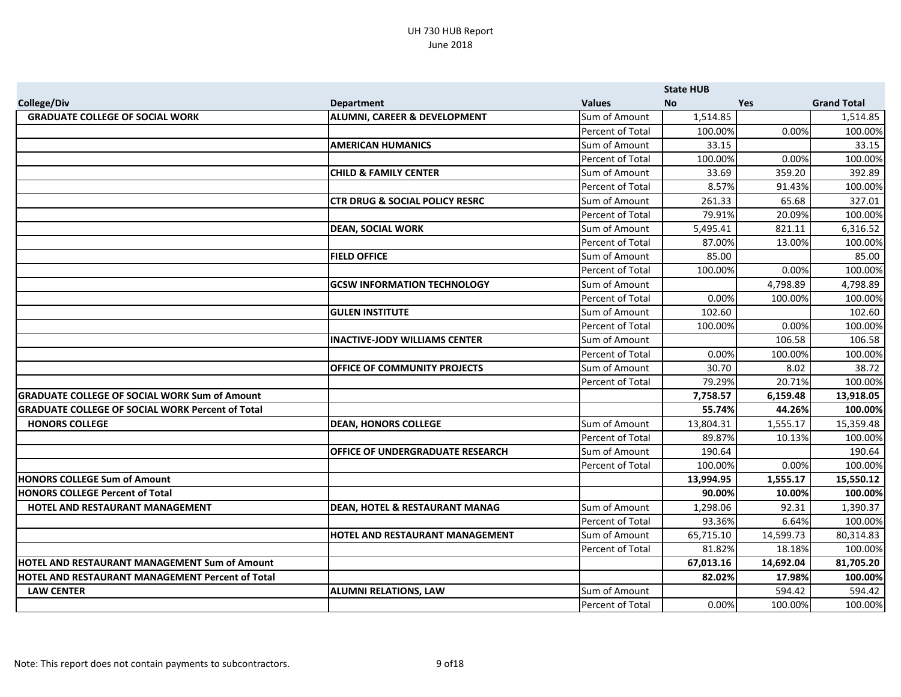UH 730 HUB Report
June 2018

| College/Div | Department | Values | State HUB No | Yes | Grand Total |
|---|---|---|---|---|---|
| **GRADUATE COLLEGE OF SOCIAL WORK** | **ALUMNI, CAREER & DEVELOPMENT** | Sum of Amount | 1,514.85 | | 1,514.85 |
| | | Percent of Total | 100.00% | 0.00% | 100.00% |
| | **AMERICAN HUMANICS** | Sum of Amount | 33.15 | | 33.15 |
| | | Percent of Total | 100.00% | 0.00% | 100.00% |
| | **CHILD & FAMILY CENTER** | Sum of Amount | 33.69 | 359.20 | 392.89 |
| | | Percent of Total | 8.57% | 91.43% | 100.00% |
| | **CTR DRUG & SOCIAL POLICY RESRC** | Sum of Amount | 261.33 | 65.68 | 327.01 |
| | | Percent of Total | 79.91% | 20.09% | 100.00% |
| | **DEAN, SOCIAL WORK** | Sum of Amount | 5,495.41 | 821.11 | 6,316.52 |
| | | Percent of Total | 87.00% | 13.00% | 100.00% |
| | **FIELD OFFICE** | Sum of Amount | 85.00 | | 85.00 |
| | | Percent of Total | 100.00% | 0.00% | 100.00% |
| | **GCSW INFORMATION TECHNOLOGY** | Sum of Amount | | 4,798.89 | 4,798.89 |
| | | Percent of Total | 0.00% | 100.00% | 100.00% |
| | **GULEN INSTITUTE** | Sum of Amount | 102.60 | | 102.60 |
| | | Percent of Total | 100.00% | 0.00% | 100.00% |
| | **INACTIVE-JODY WILLIAMS CENTER** | Sum of Amount | | 106.58 | 106.58 |
| | | Percent of Total | 0.00% | 100.00% | 100.00% |
| | **OFFICE OF COMMUNITY PROJECTS** | Sum of Amount | 30.70 | 8.02 | 38.72 |
| | | Percent of Total | 79.29% | 20.71% | 100.00% |
| **GRADUATE COLLEGE OF SOCIAL WORK Sum of Amount** | | | **7,758.57** | **6,159.48** | **13,918.05** |
| **GRADUATE COLLEGE OF SOCIAL WORK Percent of Total** | | | **55.74%** | **44.26%** | **100.00%** |
| **HONORS COLLEGE** | **DEAN, HONORS COLLEGE** | Sum of Amount | 13,804.31 | 1,555.17 | 15,359.48 |
| | | Percent of Total | 89.87% | 10.13% | 100.00% |
| | **OFFICE OF UNDERGRADUATE RESEARCH** | Sum of Amount | 190.64 | | 190.64 |
| | | Percent of Total | 100.00% | 0.00% | 100.00% |
| **HONORS COLLEGE Sum of Amount** | | | **13,994.95** | **1,555.17** | **15,550.12** |
| **HONORS COLLEGE Percent of Total** | | | **90.00%** | **10.00%** | **100.00%** |
| **HOTEL AND RESTAURANT MANAGEMENT** | **DEAN, HOTEL & RESTAURANT MANAG** | Sum of Amount | 1,298.06 | 92.31 | 1,390.37 |
| | | Percent of Total | 93.36% | 6.64% | 100.00% |
| | **HOTEL AND RESTAURANT MANAGEMENT** | Sum of Amount | 65,715.10 | 14,599.73 | 80,314.83 |
| | | Percent of Total | 81.82% | 18.18% | 100.00% |
| **HOTEL AND RESTAURANT MANAGEMENT Sum of Amount** | | | **67,013.16** | **14,692.04** | **81,705.20** |
| **HOTEL AND RESTAURANT MANAGEMENT Percent of Total** | | | **82.02%** | **17.98%** | **100.00%** |
| **LAW CENTER** | **ALUMNI RELATIONS, LAW** | Sum of Amount | | 594.42 | 594.42 |
| | | Percent of Total | 0.00% | 100.00% | 100.00% |

Note: This report does not contain payments to subcontractors.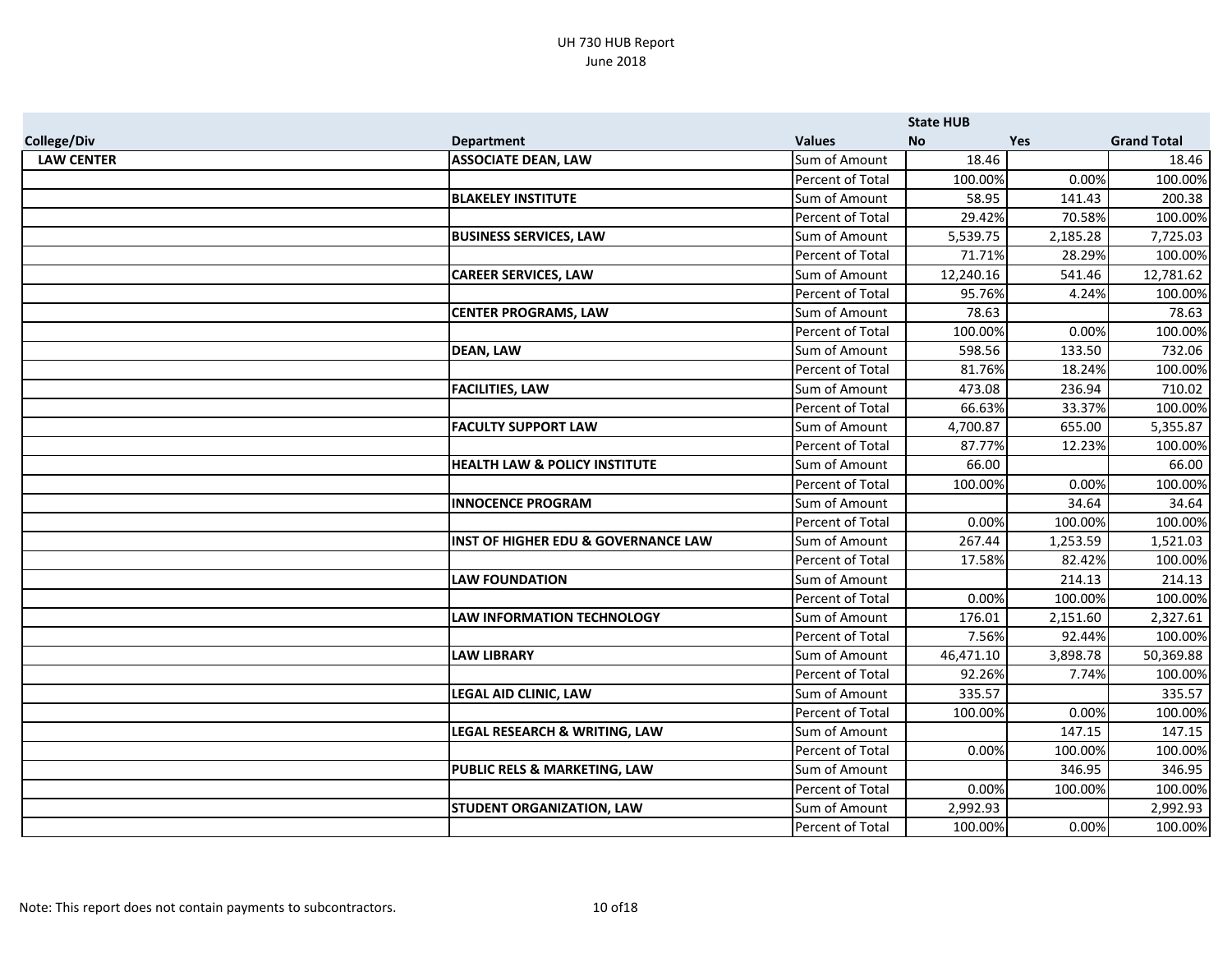UH 730 HUB Report
June 2018

| College/Div | Department | Values | State HUB No | Yes | Grand Total |
|---|---|---|---|---|---|
| **LAW CENTER** | **ASSOCIATE DEAN, LAW** | Sum of Amount | 18.46 | | 18.46 |
| | | Percent of Total | 100.00% | 0.00% | 100.00% |
| | **BLAKELEY INSTITUTE** | Sum of Amount | 58.95 | 141.43 | 200.38 |
| | | Percent of Total | 29.42% | 70.58% | 100.00% |
| | **BUSINESS SERVICES, LAW** | Sum of Amount | 5,539.75 | 2,185.28 | 7,725.03 |
| | | Percent of Total | 71.71% | 28.29% | 100.00% |
| | **CAREER SERVICES, LAW** | Sum of Amount | 12,240.16 | 541.46 | 12,781.62 |
| | | Percent of Total | 95.76% | 4.24% | 100.00% |
| | **CENTER PROGRAMS, LAW** | Sum of Amount | 78.63 | | 78.63 |
| | | Percent of Total | 100.00% | 0.00% | 100.00% |
| | **DEAN, LAW** | Sum of Amount | 598.56 | 133.50 | 732.06 |
| | | Percent of Total | 81.76% | 18.24% | 100.00% |
| | **FACILITIES, LAW** | Sum of Amount | 473.08 | 236.94 | 710.02 |
| | | Percent of Total | 66.63% | 33.37% | 100.00% |
| | **FACULTY SUPPORT LAW** | Sum of Amount | 4,700.87 | 655.00 | 5,355.87 |
| | | Percent of Total | 87.77% | 12.23% | 100.00% |
| | **HEALTH LAW & POLICY INSTITUTE** | Sum of Amount | 66.00 | | 66.00 |
| | | Percent of Total | 100.00% | 0.00% | 100.00% |
| | **INNOCENCE PROGRAM** | Sum of Amount | | 34.64 | 34.64 |
| | | Percent of Total | 0.00% | 100.00% | 100.00% |
| | **INST OF HIGHER EDU & GOVERNANCE LAW** | Sum of Amount | 267.44 | 1,253.59 | 1,521.03 |
| | | Percent of Total | 17.58% | 82.42% | 100.00% |
| | **LAW FOUNDATION** | Sum of Amount | | 214.13 | 214.13 |
| | | Percent of Total | 0.00% | 100.00% | 100.00% |
| | **LAW INFORMATION TECHNOLOGY** | Sum of Amount | 176.01 | 2,151.60 | 2,327.61 |
| | | Percent of Total | 7.56% | 92.44% | 100.00% |
| | **LAW LIBRARY** | Sum of Amount | 46,471.10 | 3,898.78 | 50,369.88 |
| | | Percent of Total | 92.26% | 7.74% | 100.00% |
| | **LEGAL AID CLINIC, LAW** | Sum of Amount | 335.57 | | 335.57 |
| | | Percent of Total | 100.00% | 0.00% | 100.00% |
| | **LEGAL RESEARCH & WRITING, LAW** | Sum of Amount | | 147.15 | 147.15 |
| | | Percent of Total | 0.00% | 100.00% | 100.00% |
| | **PUBLIC RELS & MARKETING, LAW** | Sum of Amount | | 346.95 | 346.95 |
| | | Percent of Total | 0.00% | 100.00% | 100.00% |
| | **STUDENT ORGANIZATION, LAW** | Sum of Amount | 2,992.93 | | 2,992.93 |
| | | Percent of Total | 100.00% | 0.00% | 100.00% |

Note: This report does not contain payments to subcontractors.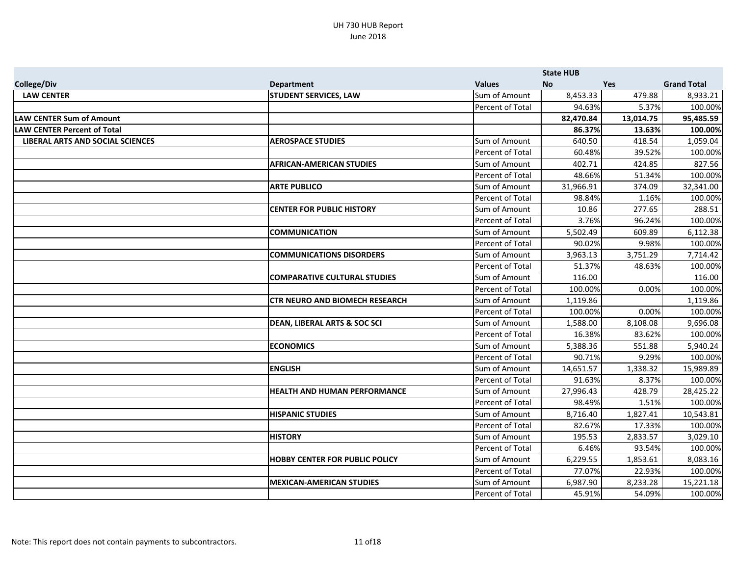# UH 730 HUB Report
June 2018

| College/Div | Department | Values | State HUB No | Yes | Grand Total |
|---|---|---|---|---|---|
| **LAW CENTER** | **STUDENT SERVICES, LAW** | Sum of Amount | 8,453.33 | 479.88 | 8,933.21 |
| | | Percent of Total | 94.63% | 5.37% | 100.00% |
| **LAW CENTER Sum of Amount** | | | **82,470.84** | **13,014.75** | **95,485.59** |
| **LAW CENTER Percent of Total** | | | **86.37%** | **13.63%** | **100.00%** |
| **LIBERAL ARTS AND SOCIAL SCIENCES** | **AEROSPACE STUDIES** | Sum of Amount | 640.50 | 418.54 | 1,059.04 |
| | | Percent of Total | 60.48% | 39.52% | 100.00% |
| | **AFRICAN-AMERICAN STUDIES** | Sum of Amount | 402.71 | 424.85 | 827.56 |
| | | Percent of Total | 48.66% | 51.34% | 100.00% |
| | **ARTE PUBLICO** | Sum of Amount | 31,966.91 | 374.09 | 32,341.00 |
| | | Percent of Total | 98.84% | 1.16% | 100.00% |
| | **CENTER FOR PUBLIC HISTORY** | Sum of Amount | 10.86 | 277.65 | 288.51 |
| | | Percent of Total | 3.76% | 96.24% | 100.00% |
| | **COMMUNICATION** | Sum of Amount | 5,502.49 | 609.89 | 6,112.38 |
| | | Percent of Total | 90.02% | 9.98% | 100.00% |
| | **COMMUNICATIONS DISORDERS** | Sum of Amount | 3,963.13 | 3,751.29 | 7,714.42 |
| | | Percent of Total | 51.37% | 48.63% | 100.00% |
| | **COMPARATIVE CULTURAL STUDIES** | Sum of Amount | 116.00 | | 116.00 |
| | | Percent of Total | 100.00% | 0.00% | 100.00% |
| | **CTR NEURO AND BIOMECH RESEARCH** | Sum of Amount | 1,119.86 | | 1,119.86 |
| | | Percent of Total | 100.00% | 0.00% | 100.00% |
| | **DEAN, LIBERAL ARTS & SOC SCI** | Sum of Amount | 1,588.00 | 8,108.08 | 9,696.08 |
| | | Percent of Total | 16.38% | 83.62% | 100.00% |
| | **ECONOMICS** | Sum of Amount | 5,388.36 | 551.88 | 5,940.24 |
| | | Percent of Total | 90.71% | 9.29% | 100.00% |
| | **ENGLISH** | Sum of Amount | 14,651.57 | 1,338.32 | 15,989.89 |
| | | Percent of Total | 91.63% | 8.37% | 100.00% |
| | **HEALTH AND HUMAN PERFORMANCE** | Sum of Amount | 27,996.43 | 428.79 | 28,425.22 |
| | | Percent of Total | 98.49% | 1.51% | 100.00% |
| | **HISPANIC STUDIES** | Sum of Amount | 8,716.40 | 1,827.41 | 10,543.81 |
| | | Percent of Total | 82.67% | 17.33% | 100.00% |
| | **HISTORY** | Sum of Amount | 195.53 | 2,833.57 | 3,029.10 |
| | | Percent of Total | 6.46% | 93.54% | 100.00% |
| | **HOBBY CENTER FOR PUBLIC POLICY** | Sum of Amount | 6,229.55 | 1,853.61 | 8,083.16 |
| | | Percent of Total | 77.07% | 22.93% | 100.00% |
| | **MEXICAN-AMERICAN STUDIES** | Sum of Amount | 6,987.90 | 8,233.28 | 15,221.18 |
| | | Percent of Total | 45.91% | 54.09% | 100.00% |

Note: This report does not contain payments to subcontractors.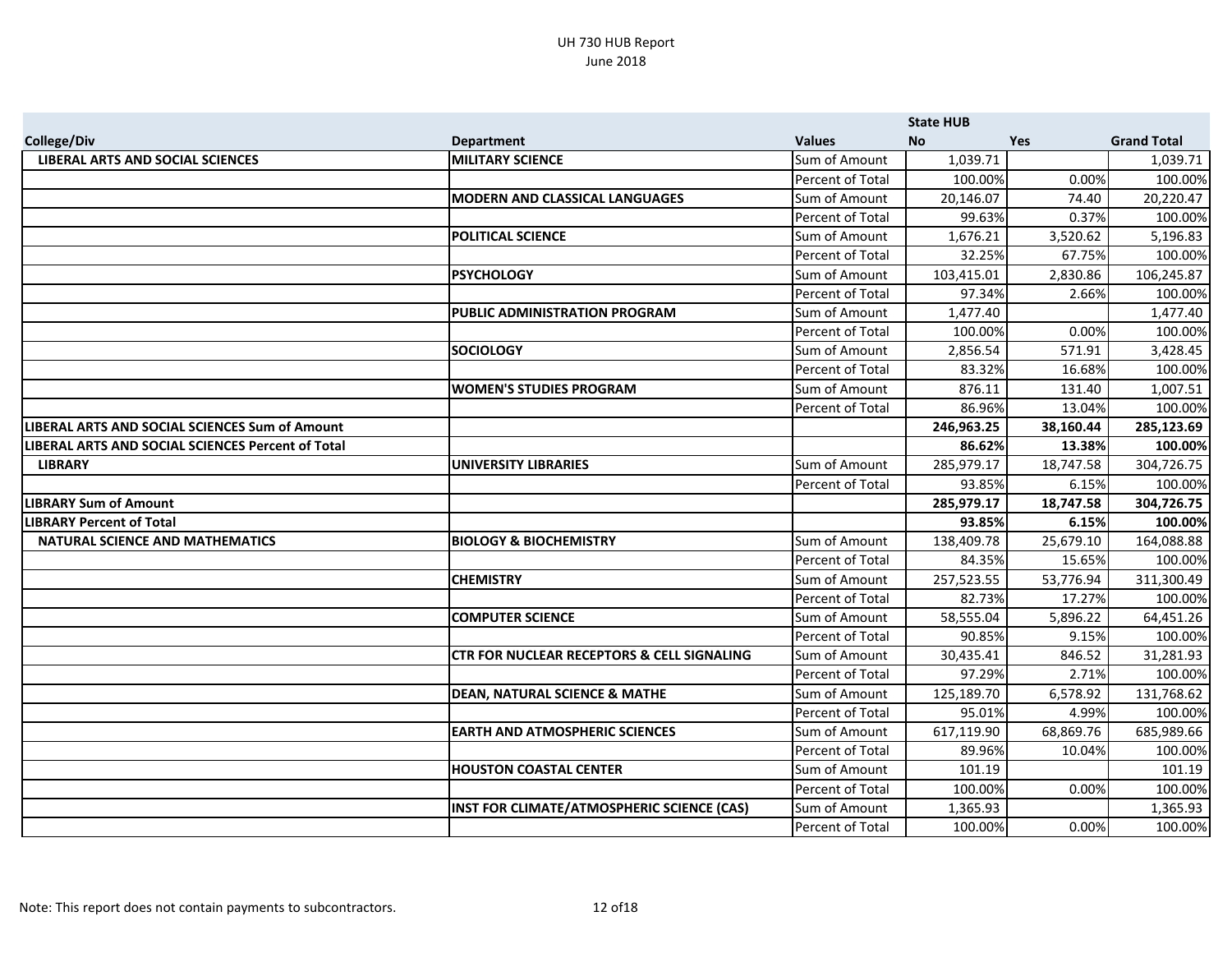UH 730 HUB Report
June 2018

| | | | State HUB | | |
|---|---|---|---|---|---|
| **College/Div** | **Department** | **Values** | **No** | **Yes** | **Grand Total** |
| **LIBERAL ARTS AND SOCIAL SCIENCES** | **MILITARY SCIENCE** | Sum of Amount | 1,039.71 | | 1,039.71 |
| | | Percent of Total | 100.00% | 0.00% | 100.00% |
| | **MODERN AND CLASSICAL LANGUAGES** | Sum of Amount | 20,146.07 | 74.40 | 20,220.47 |
| | | Percent of Total | 99.63% | 0.37% | 100.00% |
| | **POLITICAL SCIENCE** | Sum of Amount | 1,676.21 | 3,520.62 | 5,196.83 |
| | | Percent of Total | 32.25% | 67.75% | 100.00% |
| | **PSYCHOLOGY** | Sum of Amount | 103,415.01 | 2,830.86 | 106,245.87 |
| | | Percent of Total | 97.34% | 2.66% | 100.00% |
| | **PUBLIC ADMINISTRATION PROGRAM** | Sum of Amount | 1,477.40 | | 1,477.40 |
| | | Percent of Total | 100.00% | 0.00% | 100.00% |
| | **SOCIOLOGY** | Sum of Amount | 2,856.54 | 571.91 | 3,428.45 |
| | | Percent of Total | 83.32% | 16.68% | 100.00% |
| | **WOMEN'S STUDIES PROGRAM** | Sum of Amount | 876.11 | 131.40 | 1,007.51 |
| | | Percent of Total | 86.96% | 13.04% | 100.00% |
| **LIBERAL ARTS AND SOCIAL SCIENCES Sum of Amount** | | | **246,963.25** | **38,160.44** | **285,123.69** |
| **LIBERAL ARTS AND SOCIAL SCIENCES Percent of Total** | | | **86.62%** | **13.38%** | **100.00%** |
| **LIBRARY** | **UNIVERSITY LIBRARIES** | Sum of Amount | 285,979.17 | 18,747.58 | 304,726.75 |
| | | Percent of Total | 93.85% | 6.15% | 100.00% |
| **LIBRARY Sum of Amount** | | | **285,979.17** | **18,747.58** | **304,726.75** |
| **LIBRARY Percent of Total** | | | **93.85%** | **6.15%** | **100.00%** |
| **NATURAL SCIENCE AND MATHEMATICS** | **BIOLOGY & BIOCHEMISTRY** | Sum of Amount | 138,409.78 | 25,679.10 | 164,088.88 |
| | | Percent of Total | 84.35% | 15.65% | 100.00% |
| | **CHEMISTRY** | Sum of Amount | 257,523.55 | 53,776.94 | 311,300.49 |
| | | Percent of Total | 82.73% | 17.27% | 100.00% |
| | **COMPUTER SCIENCE** | Sum of Amount | 58,555.04 | 5,896.22 | 64,451.26 |
| | | Percent of Total | 90.85% | 9.15% | 100.00% |
| | **CTR FOR NUCLEAR RECEPTORS & CELL SIGNALING** | Sum of Amount | 30,435.41 | 846.52 | 31,281.93 |
| | | Percent of Total | 97.29% | 2.71% | 100.00% |
| | **DEAN, NATURAL SCIENCE & MATHE** | Sum of Amount | 125,189.70 | 6,578.92 | 131,768.62 |
| | | Percent of Total | 95.01% | 4.99% | 100.00% |
| | **EARTH AND ATMOSPHERIC SCIENCES** | Sum of Amount | 617,119.90 | 68,869.76 | 685,989.66 |
| | | Percent of Total | 89.96% | 10.04% | 100.00% |
| | **HOUSTON COASTAL CENTER** | Sum of Amount | 101.19 | | 101.19 |
| | | Percent of Total | 100.00% | 0.00% | 100.00% |
| | **INST FOR CLIMATE/ATMOSPHERIC SCIENCE (CAS)** | Sum of Amount | 1,365.93 | | 1,365.93 |
| | | Percent of Total | 100.00% | 0.00% | 100.00% |

Note: This report does not contain payments to subcontractors.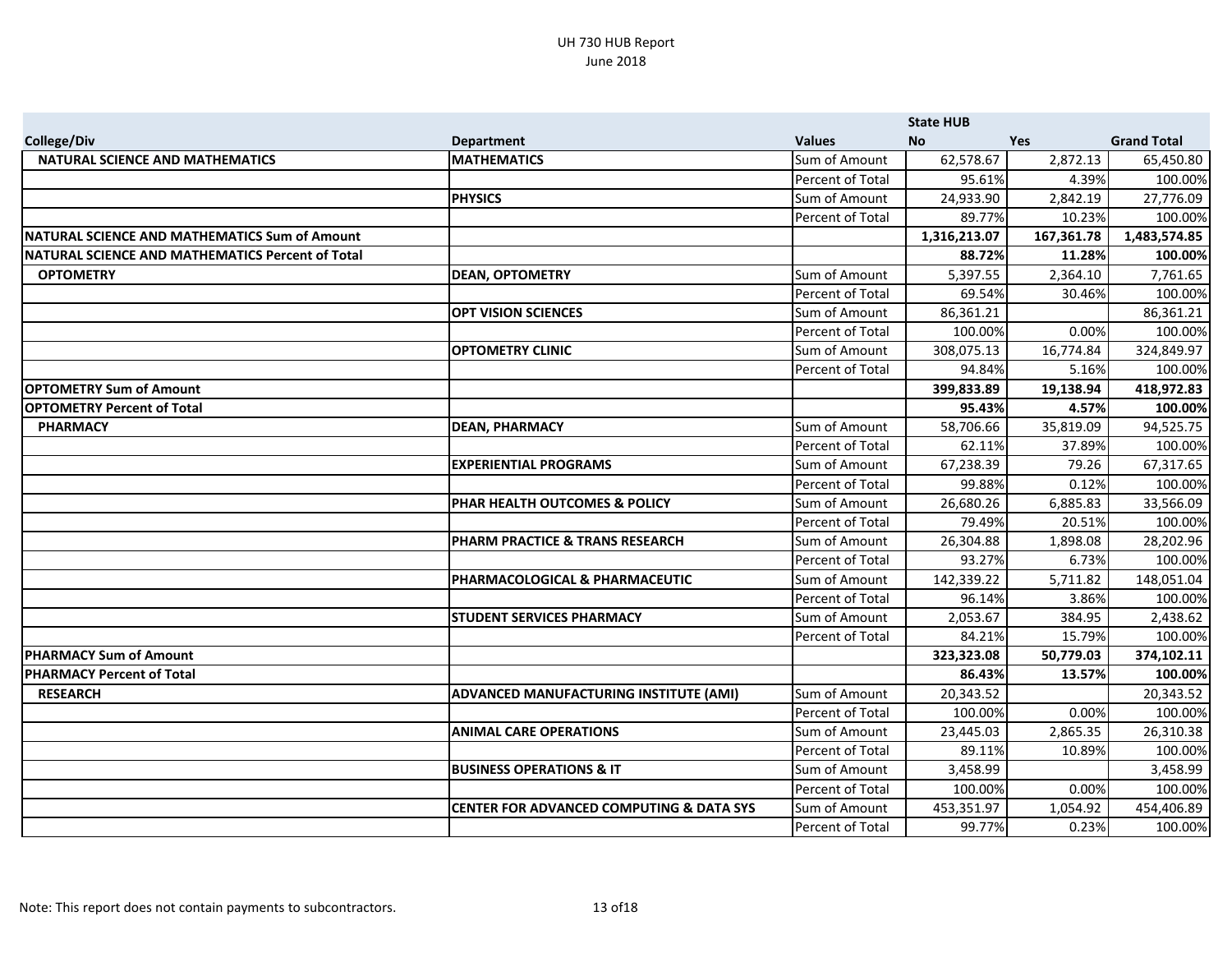UH 730 HUB Report
June 2018

| College/Div | Department | Values | State HUB No | Yes | Grand Total |
|---|---|---|---|---|---|
| **NATURAL SCIENCE AND MATHEMATICS** | **MATHEMATICS** | Sum of Amount | 62,578.67 | 2,872.13 | 65,450.80 |
| | | Percent of Total | 95.61% | 4.39% | 100.00% |
| | **PHYSICS** | Sum of Amount | 24,933.90 | 2,842.19 | 27,776.09 |
| | | Percent of Total | 89.77% | 10.23% | 100.00% |
| **NATURAL SCIENCE AND MATHEMATICS Sum of Amount** | | | **1,316,213.07** | **167,361.78** | **1,483,574.85** |
| **NATURAL SCIENCE AND MATHEMATICS Percent of Total** | | | **88.72%** | **11.28%** | **100.00%** |
| **OPTOMETRY** | **DEAN, OPTOMETRY** | Sum of Amount | 5,397.55 | 2,364.10 | 7,761.65 |
| | | Percent of Total | 69.54% | 30.46% | 100.00% |
| | **OPT VISION SCIENCES** | Sum of Amount | 86,361.21 | | 86,361.21 |
| | | Percent of Total | 100.00% | 0.00% | 100.00% |
| | **OPTOMETRY CLINIC** | Sum of Amount | 308,075.13 | 16,774.84 | 324,849.97 |
| | | Percent of Total | 94.84% | 5.16% | 100.00% |
| **OPTOMETRY Sum of Amount** | | | **399,833.89** | **19,138.94** | **418,972.83** |
| **OPTOMETRY Percent of Total** | | | **95.43%** | **4.57%** | **100.00%** |
| **PHARMACY** | **DEAN, PHARMACY** | Sum of Amount | 58,706.66 | 35,819.09 | 94,525.75 |
| | | Percent of Total | 62.11% | 37.89% | 100.00% |
| | **EXPERIENTIAL PROGRAMS** | Sum of Amount | 67,238.39 | 79.26 | 67,317.65 |
| | | Percent of Total | 99.88% | 0.12% | 100.00% |
| | **PHAR HEALTH OUTCOMES & POLICY** | Sum of Amount | 26,680.26 | 6,885.83 | 33,566.09 |
| | | Percent of Total | 79.49% | 20.51% | 100.00% |
| | **PHARM PRACTICE & TRANS RESEARCH** | Sum of Amount | 26,304.88 | 1,898.08 | 28,202.96 |
| | | Percent of Total | 93.27% | 6.73% | 100.00% |
| | **PHARMACOLOGICAL & PHARMACEUTIC** | Sum of Amount | 142,339.22 | 5,711.82 | 148,051.04 |
| | | Percent of Total | 96.14% | 3.86% | 100.00% |
| | **STUDENT SERVICES PHARMACY** | Sum of Amount | 2,053.67 | 384.95 | 2,438.62 |
| | | Percent of Total | 84.21% | 15.79% | 100.00% |
| **PHARMACY Sum of Amount** | | | **323,323.08** | **50,779.03** | **374,102.11** |
| **PHARMACY Percent of Total** | | | **86.43%** | **13.57%** | **100.00%** |
| **RESEARCH** | **ADVANCED MANUFACTURING INSTITUTE (AMI)** | Sum of Amount | 20,343.52 | | 20,343.52 |
| | | Percent of Total | 100.00% | 0.00% | 100.00% |
| | **ANIMAL CARE OPERATIONS** | Sum of Amount | 23,445.03 | 2,865.35 | 26,310.38 |
| | | Percent of Total | 89.11% | 10.89% | 100.00% |
| | **BUSINESS OPERATIONS & IT** | Sum of Amount | 3,458.99 | | 3,458.99 |
| | | Percent of Total | 100.00% | 0.00% | 100.00% |
| | **CENTER FOR ADVANCED COMPUTING & DATA SYS** | Sum of Amount | 453,351.97 | 1,054.92 | 454,406.89 |
| | | Percent of Total | 99.77% | 0.23% | 100.00% |

Note: This report does not contain payments to subcontractors.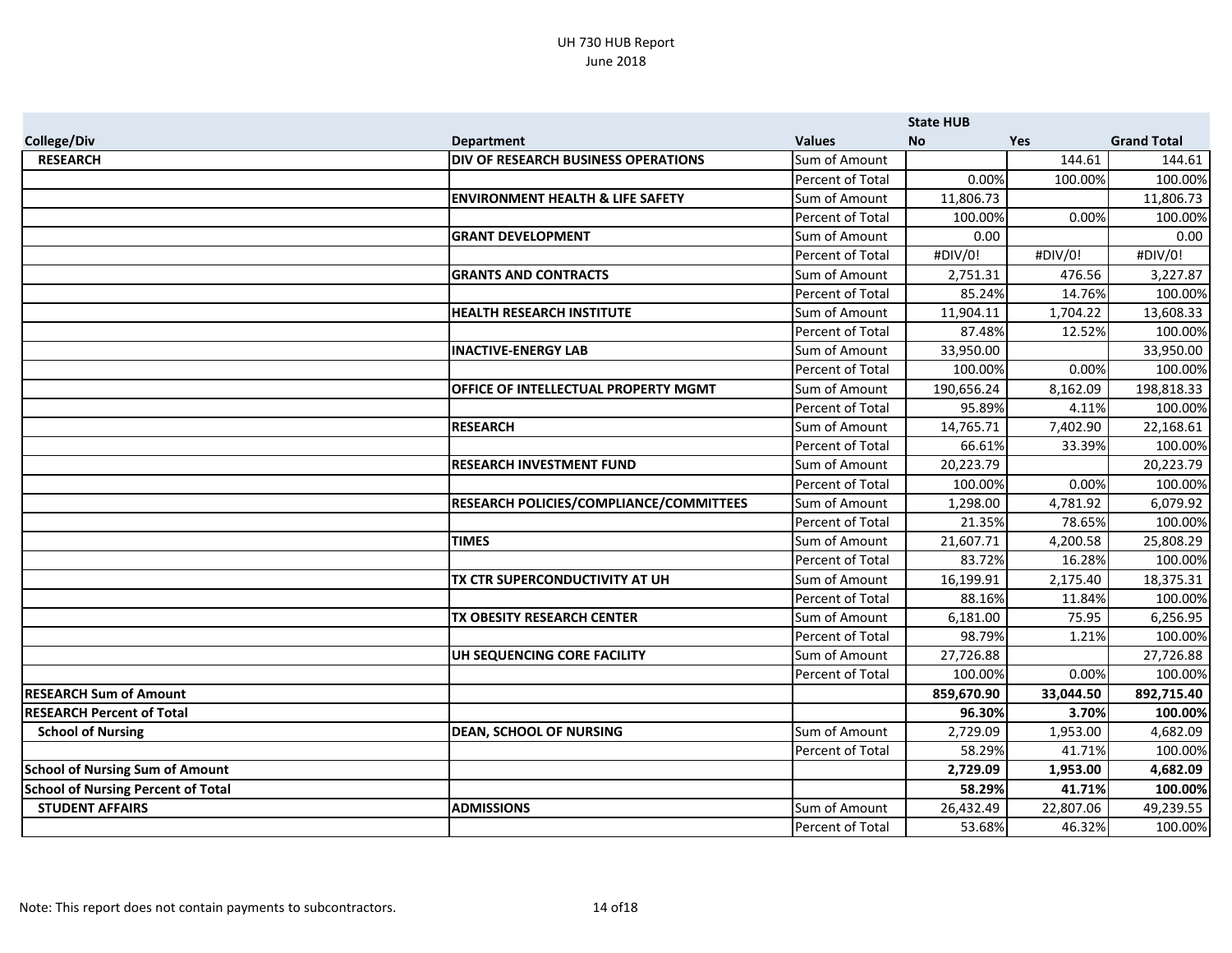UH 730 HUB Report
June 2018

| College/Div | Department | Values | State HUB No | Yes | Grand Total |
|---|---|---|---|---|---|
| **RESEARCH** | **DIV OF RESEARCH BUSINESS OPERATIONS** | Sum of Amount | | 144.61 | 144.61 |
| | | Percent of Total | 0.00% | 100.00% | 100.00% |
| | **ENVIRONMENT HEALTH & LIFE SAFETY** | Sum of Amount | 11,806.73 | | 11,806.73 |
| | | Percent of Total | 100.00% | 0.00% | 100.00% |
| | **GRANT DEVELOPMENT** | Sum of Amount | 0.00 | | 0.00 |
| | | Percent of Total | #DIV/0! | #DIV/0! | #DIV/0! |
| | **GRANTS AND CONTRACTS** | Sum of Amount | 2,751.31 | 476.56 | 3,227.87 |
| | | Percent of Total | 85.24% | 14.76% | 100.00% |
| | **HEALTH RESEARCH INSTITUTE** | Sum of Amount | 11,904.11 | 1,704.22 | 13,608.33 |
| | | Percent of Total | 87.48% | 12.52% | 100.00% |
| | **INACTIVE-ENERGY LAB** | Sum of Amount | 33,950.00 | | 33,950.00 |
| | | Percent of Total | 100.00% | 0.00% | 100.00% |
| | **OFFICE OF INTELLECTUAL PROPERTY MGMT** | Sum of Amount | 190,656.24 | 8,162.09 | 198,818.33 |
| | | Percent of Total | 95.89% | 4.11% | 100.00% |
| | **RESEARCH** | Sum of Amount | 14,765.71 | 7,402.90 | 22,168.61 |
| | | Percent of Total | 66.61% | 33.39% | 100.00% |
| | **RESEARCH INVESTMENT FUND** | Sum of Amount | 20,223.79 | | 20,223.79 |
| | | Percent of Total | 100.00% | 0.00% | 100.00% |
| | **RESEARCH POLICIES/COMPLIANCE/COMMITTEES** | Sum of Amount | 1,298.00 | 4,781.92 | 6,079.92 |
| | | Percent of Total | 21.35% | 78.65% | 100.00% |
| | **TIMES** | Sum of Amount | 21,607.71 | 4,200.58 | 25,808.29 |
| | | Percent of Total | 83.72% | 16.28% | 100.00% |
| | **TX CTR SUPERCONDUCTIVITY AT UH** | Sum of Amount | 16,199.91 | 2,175.40 | 18,375.31 |
| | | Percent of Total | 88.16% | 11.84% | 100.00% |
| | **TX OBESITY RESEARCH CENTER** | Sum of Amount | 6,181.00 | 75.95 | 6,256.95 |
| | | Percent of Total | 98.79% | 1.21% | 100.00% |
| | **UH SEQUENCING CORE FACILITY** | Sum of Amount | 27,726.88 | | 27,726.88 |
| | | Percent of Total | 100.00% | 0.00% | 100.00% |
| **RESEARCH Sum of Amount** | | | **859,670.90** | **33,044.50** | **892,715.40** |
| **RESEARCH Percent of Total** | | | **96.30%** | **3.70%** | **100.00%** |
| **School of Nursing** | **DEAN, SCHOOL OF NURSING** | Sum of Amount | 2,729.09 | 1,953.00 | 4,682.09 |
| | | Percent of Total | 58.29% | 41.71% | 100.00% |
| **School of Nursing Sum of Amount** | | | **2,729.09** | **1,953.00** | **4,682.09** |
| **School of Nursing Percent of Total** | | | **58.29%** | **41.71%** | **100.00%** |
| **STUDENT AFFAIRS** | **ADMISSIONS** | Sum of Amount | 26,432.49 | 22,807.06 | 49,239.55 |
| | | Percent of Total | 53.68% | 46.32% | 100.00% |

Note: This report does not contain payments to subcontractors.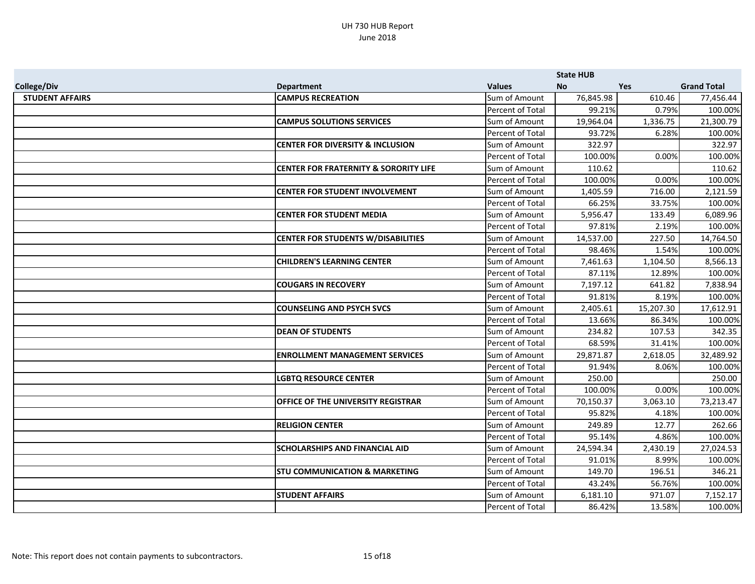UH 730 HUB Report
June 2018

| | | | State HUB | | |
|---|---|---|---|---|---|
| College/Div | Department | Values | No | Yes | Grand Total |
| STUDENT AFFAIRS | CAMPUS RECREATION | Sum of Amount | 76,845.98 | 610.46 | 77,456.44 |
| | | Percent of Total | 99.21% | 0.79% | 100.00% |
| | CAMPUS SOLUTIONS SERVICES | Sum of Amount | 19,964.04 | 1,336.75 | 21,300.79 |
| | | Percent of Total | 93.72% | 6.28% | 100.00% |
| | CENTER FOR DIVERSITY & INCLUSION | Sum of Amount | 322.97 | | 322.97 |
| | | Percent of Total | 100.00% | 0.00% | 100.00% |
| | CENTER FOR FRATERNITY & SORORITY LIFE | Sum of Amount | 110.62 | | 110.62 |
| | | Percent of Total | 100.00% | 0.00% | 100.00% |
| | CENTER FOR STUDENT INVOLVEMENT | Sum of Amount | 1,405.59 | 716.00 | 2,121.59 |
| | | Percent of Total | 66.25% | 33.75% | 100.00% |
| | CENTER FOR STUDENT MEDIA | Sum of Amount | 5,956.47 | 133.49 | 6,089.96 |
| | | Percent of Total | 97.81% | 2.19% | 100.00% |
| | CENTER FOR STUDENTS W/DISABILITIES | Sum of Amount | 14,537.00 | 227.50 | 14,764.50 |
| | | Percent of Total | 98.46% | 1.54% | 100.00% |
| | CHILDREN'S LEARNING CENTER | Sum of Amount | 7,461.63 | 1,104.50 | 8,566.13 |
| | | Percent of Total | 87.11% | 12.89% | 100.00% |
| | COUGARS IN RECOVERY | Sum of Amount | 7,197.12 | 641.82 | 7,838.94 |
| | | Percent of Total | 91.81% | 8.19% | 100.00% |
| | COUNSELING AND PSYCH SVCS | Sum of Amount | 2,405.61 | 15,207.30 | 17,612.91 |
| | | Percent of Total | 13.66% | 86.34% | 100.00% |
| | DEAN OF STUDENTS | Sum of Amount | 234.82 | 107.53 | 342.35 |
| | | Percent of Total | 68.59% | 31.41% | 100.00% |
| | ENROLLMENT MANAGEMENT SERVICES | Sum of Amount | 29,871.87 | 2,618.05 | 32,489.92 |
| | | Percent of Total | 91.94% | 8.06% | 100.00% |
| | LGBTQ RESOURCE CENTER | Sum of Amount | 250.00 | | 250.00 |
| | | Percent of Total | 100.00% | 0.00% | 100.00% |
| | OFFICE OF THE UNIVERSITY REGISTRAR | Sum of Amount | 70,150.37 | 3,063.10 | 73,213.47 |
| | | Percent of Total | 95.82% | 4.18% | 100.00% |
| | RELIGION CENTER | Sum of Amount | 249.89 | 12.77 | 262.66 |
| | | Percent of Total | 95.14% | 4.86% | 100.00% |
| | SCHOLARSHIPS AND FINANCIAL AID | Sum of Amount | 24,594.34 | 2,430.19 | 27,024.53 |
| | | Percent of Total | 91.01% | 8.99% | 100.00% |
| | STU COMMUNICATION & MARKETING | Sum of Amount | 149.70 | 196.51 | 346.21 |
| | | Percent of Total | 43.24% | 56.76% | 100.00% |
| | STUDENT AFFAIRS | Sum of Amount | 6,181.10 | 971.07 | 7,152.17 |
| | | Percent of Total | 86.42% | 13.58% | 100.00% |

Note: This report does not contain payments to subcontractors.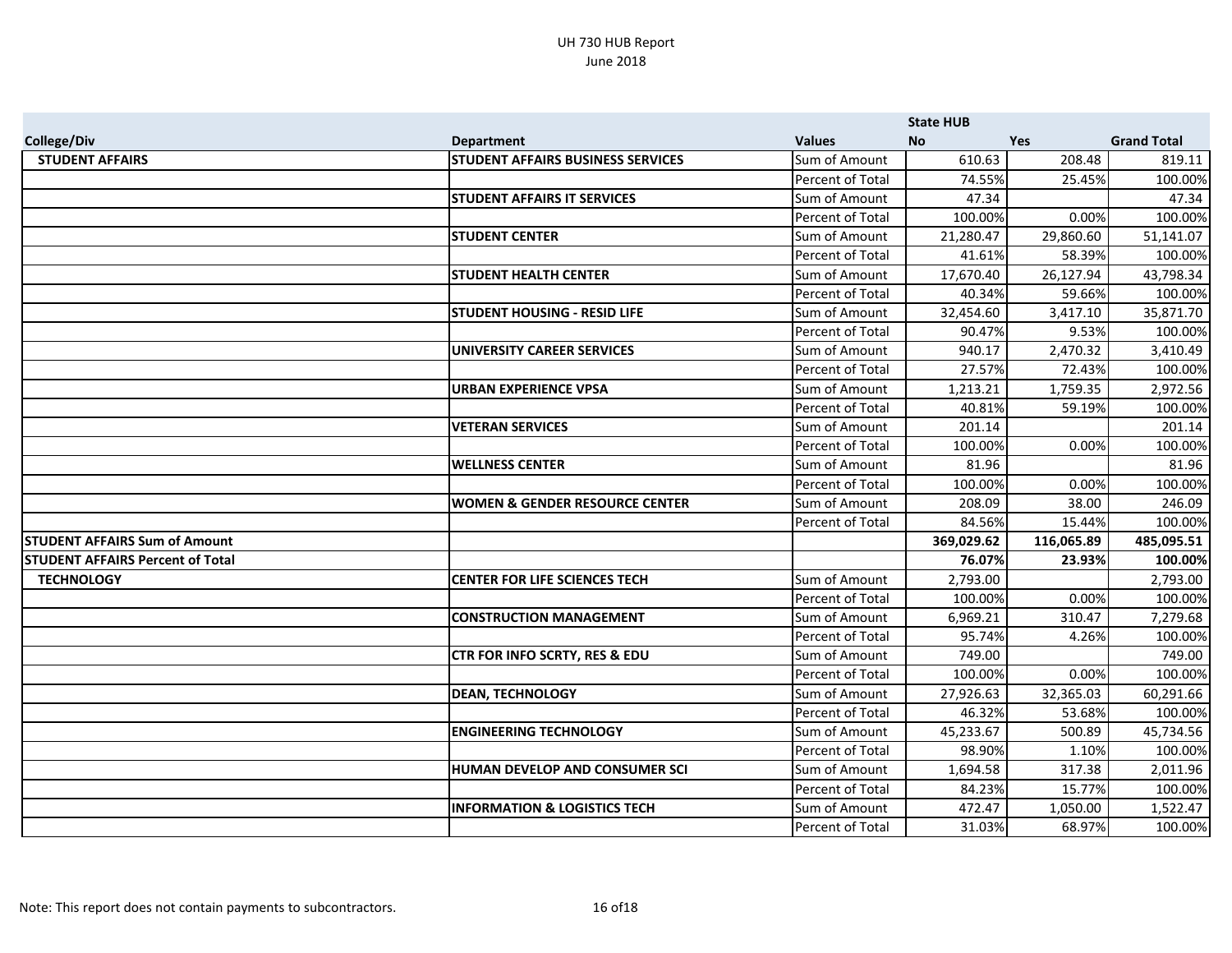| | | | State HUB | | |
|---|---|---|---|---|---|
| **College/Div** | **Department** | **Values** | **No** | **Yes** | **Grand Total** |
| **STUDENT AFFAIRS** | **STUDENT AFFAIRS BUSINESS SERVICES** | Sum of Amount | 610.63 | 208.48 | 819.11 |
| | | Percent of Total | 74.55% | 25.45% | 100.00% |
| | **STUDENT AFFAIRS IT SERVICES** | Sum of Amount | 47.34 | | 47.34 |
| | | Percent of Total | 100.00% | 0.00% | 100.00% |
| | **STUDENT CENTER** | Sum of Amount | 21,280.47 | 29,860.60 | 51,141.07 |
| | | Percent of Total | 41.61% | 58.39% | 100.00% |
| | **STUDENT HEALTH CENTER** | Sum of Amount | 17,670.40 | 26,127.94 | 43,798.34 |
| | | Percent of Total | 40.34% | 59.66% | 100.00% |
| | **STUDENT HOUSING - RESID LIFE** | Sum of Amount | 32,454.60 | 3,417.10 | 35,871.70 |
| | | Percent of Total | 90.47% | 9.53% | 100.00% |
| | **UNIVERSITY CAREER SERVICES** | Sum of Amount | 940.17 | 2,470.32 | 3,410.49 |
| | | Percent of Total | 27.57% | 72.43% | 100.00% |
| | **URBAN EXPERIENCE VPSA** | Sum of Amount | 1,213.21 | 1,759.35 | 2,972.56 |
| | | Percent of Total | 40.81% | 59.19% | 100.00% |
| | **VETERAN SERVICES** | Sum of Amount | 201.14 | | 201.14 |
| | | Percent of Total | 100.00% | 0.00% | 100.00% |
| | **WELLNESS CENTER** | Sum of Amount | 81.96 | | 81.96 |
| | | Percent of Total | 100.00% | 0.00% | 100.00% |
| | **WOMEN & GENDER RESOURCE CENTER** | Sum of Amount | 208.09 | 38.00 | 246.09 |
| | | Percent of Total | 84.56% | 15.44% | 100.00% |
| **STUDENT AFFAIRS Sum of Amount** | | | **369,029.62** | **116,065.89** | **485,095.51** |
| **STUDENT AFFAIRS Percent of Total** | | | **76.07%** | **23.93%** | **100.00%** |
| **TECHNOLOGY** | **CENTER FOR LIFE SCIENCES TECH** | Sum of Amount | 2,793.00 | | 2,793.00 |
| | | Percent of Total | 100.00% | 0.00% | 100.00% |
| | **CONSTRUCTION MANAGEMENT** | Sum of Amount | 6,969.21 | 310.47 | 7,279.68 |
| | | Percent of Total | 95.74% | 4.26% | 100.00% |
| | **CTR FOR INFO SCRTY, RES & EDU** | Sum of Amount | 749.00 | | 749.00 |
| | | Percent of Total | 100.00% | 0.00% | 100.00% |
| | **DEAN, TECHNOLOGY** | Sum of Amount | 27,926.63 | 32,365.03 | 60,291.66 |
| | | Percent of Total | 46.32% | 53.68% | 100.00% |
| | **ENGINEERING TECHNOLOGY** | Sum of Amount | 45,233.67 | 500.89 | 45,734.56 |
| | | Percent of Total | 98.90% | 1.10% | 100.00% |
| | **HUMAN DEVELOP AND CONSUMER SCI** | Sum of Amount | 1,694.58 | 317.38 | 2,011.96 |
| | | Percent of Total | 84.23% | 15.77% | 100.00% |
| | **INFORMATION & LOGISTICS TECH** | Sum of Amount | 472.47 | 1,050.00 | 1,522.47 |
| | | Percent of Total | 31.03% | 68.97% | 100.00% |

Note: This report does not contain payments to subcontractors.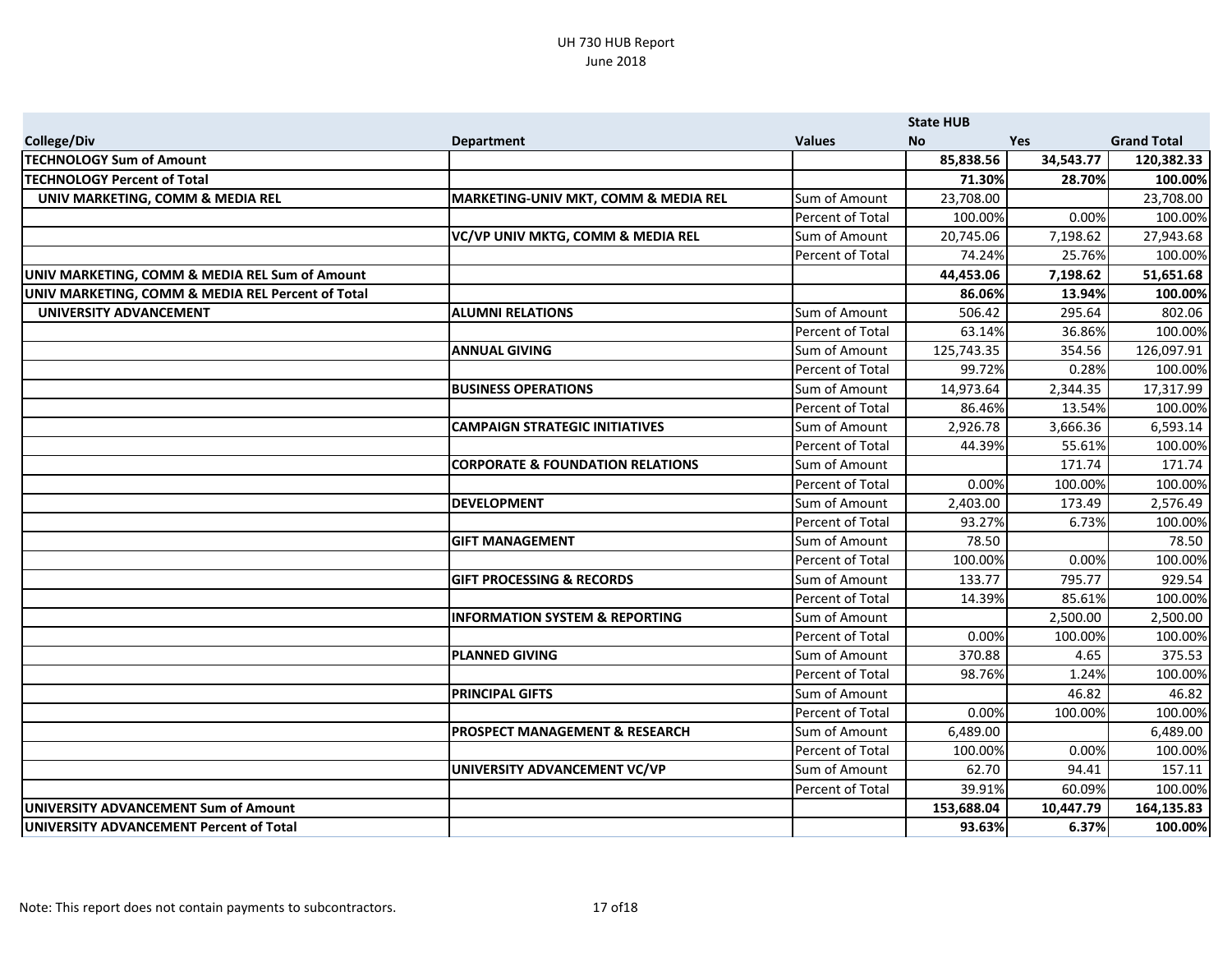UH 730 HUB Report
June 2018

| College/Div | Department | Values | State HUB No | Yes | Grand Total |
|---|---|---|---|---|---|
| **TECHNOLOGY Sum of Amount** | | | **85,838.56** | **34,543.77** | **120,382.33** |
| **TECHNOLOGY Percent of Total** | | | **71.30%** | **28.70%** | **100.00%** |
| **UNIV MARKETING, COMM & MEDIA REL** | **MARKETING-UNIV MKT, COMM & MEDIA REL** | Sum of Amount | 23,708.00 | | 23,708.00 |
| | | Percent of Total | 100.00% | 0.00% | 100.00% |
| | **VC/VP UNIV MKTG, COMM & MEDIA REL** | Sum of Amount | 20,745.06 | 7,198.62 | 27,943.68 |
| | | Percent of Total | 74.24% | 25.76% | 100.00% |
| **UNIV MARKETING, COMM & MEDIA REL Sum of Amount** | | | **44,453.06** | **7,198.62** | **51,651.68** |
| **UNIV MARKETING, COMM & MEDIA REL Percent of Total** | | | **86.06%** | **13.94%** | **100.00%** |
| **UNIVERSITY ADVANCEMENT** | **ALUMNI RELATIONS** | Sum of Amount | 506.42 | 295.64 | 802.06 |
| | | Percent of Total | 63.14% | 36.86% | 100.00% |
| | **ANNUAL GIVING** | Sum of Amount | 125,743.35 | 354.56 | 126,097.91 |
| | | Percent of Total | 99.72% | 0.28% | 100.00% |
| | **BUSINESS OPERATIONS** | Sum of Amount | 14,973.64 | 2,344.35 | 17,317.99 |
| | | Percent of Total | 86.46% | 13.54% | 100.00% |
| | **CAMPAIGN STRATEGIC INITIATIVES** | Sum of Amount | 2,926.78 | 3,666.36 | 6,593.14 |
| | | Percent of Total | 44.39% | 55.61% | 100.00% |
| | **CORPORATE & FOUNDATION RELATIONS** | Sum of Amount | | 171.74 | 171.74 |
| | | Percent of Total | 0.00% | 100.00% | 100.00% |
| | **DEVELOPMENT** | Sum of Amount | 2,403.00 | 173.49 | 2,576.49 |
| | | Percent of Total | 93.27% | 6.73% | 100.00% |
| | **GIFT MANAGEMENT** | Sum of Amount | 78.50 | | 78.50 |
| | | Percent of Total | 100.00% | 0.00% | 100.00% |
| | **GIFT PROCESSING & RECORDS** | Sum of Amount | 133.77 | 795.77 | 929.54 |
| | | Percent of Total | 14.39% | 85.61% | 100.00% |
| | **INFORMATION SYSTEM & REPORTING** | Sum of Amount | | 2,500.00 | 2,500.00 |
| | | Percent of Total | 0.00% | 100.00% | 100.00% |
| | **PLANNED GIVING** | Sum of Amount | 370.88 | 4.65 | 375.53 |
| | | Percent of Total | 98.76% | 1.24% | 100.00% |
| | **PRINCIPAL GIFTS** | Sum of Amount | | 46.82 | 46.82 |
| | | Percent of Total | 0.00% | 100.00% | 100.00% |
| | **PROSPECT MANAGEMENT & RESEARCH** | Sum of Amount | 6,489.00 | | 6,489.00 |
| | | Percent of Total | 100.00% | 0.00% | 100.00% |
| | **UNIVERSITY ADVANCEMENT VC/VP** | Sum of Amount | 62.70 | 94.41 | 157.11 |
| | | Percent of Total | 39.91% | 60.09% | 100.00% |
| **UNIVERSITY ADVANCEMENT Sum of Amount** | | | **153,688.04** | **10,447.79** | **164,135.83** |
| **UNIVERSITY ADVANCEMENT Percent of Total** | | | **93.63%** | **6.37%** | **100.00%** |

Note: This report does not contain payments to subcontractors.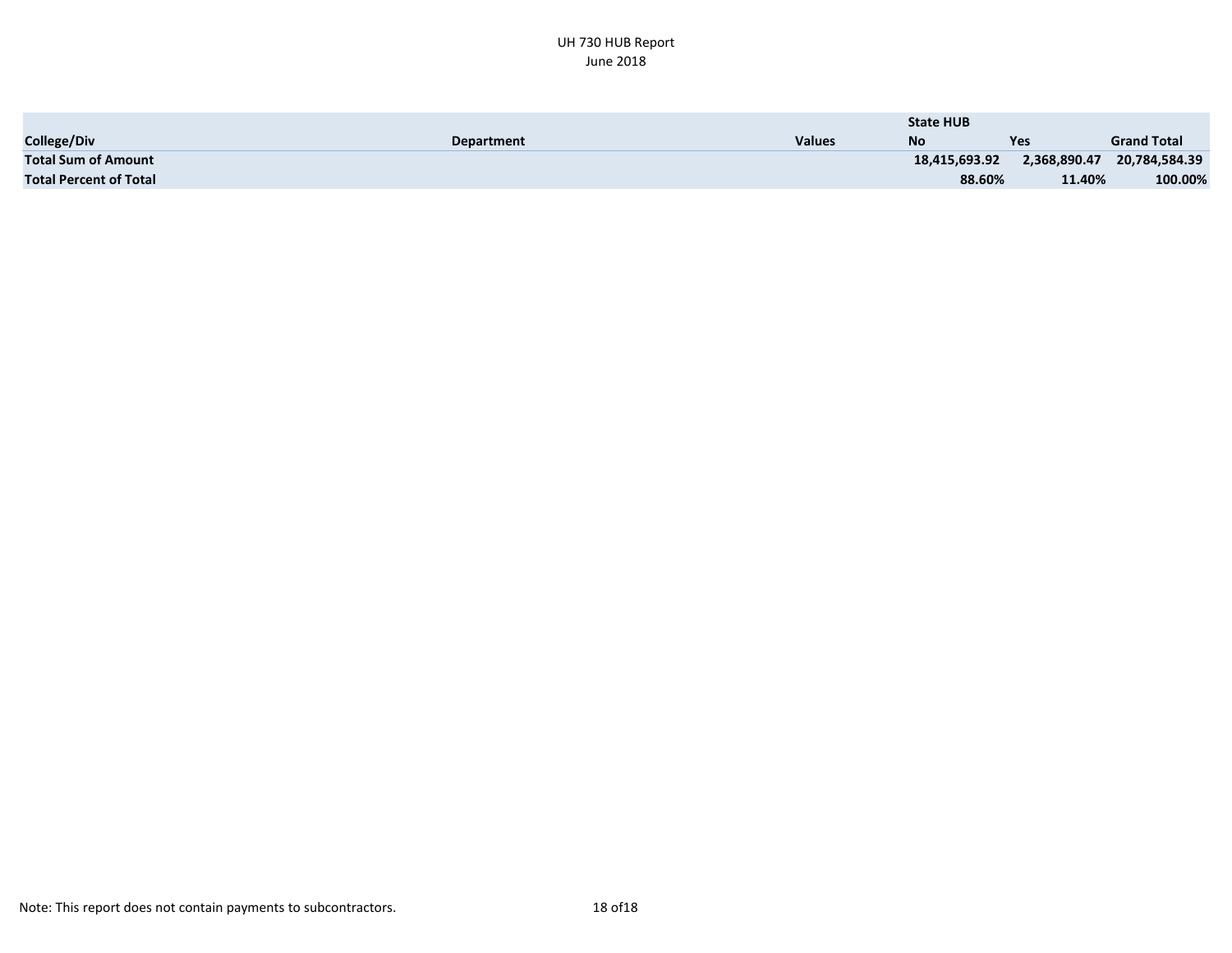UH 730 HUB Report
June 2018

| | | | State HUB | | |
|---|---|---|---|---|---|
| **College/Div** | **Department** | **Values** | **No** | **Yes** | **Grand Total** |
| **Total Sum of Amount** | | | **18,415,693.92** | **2,368,890.47** | **20,784,584.39** |
| **Total Percent of Total** | | | **88.60%** | **11.40%** | **100.00%** |

Note: This report does not contain payments to subcontractors.